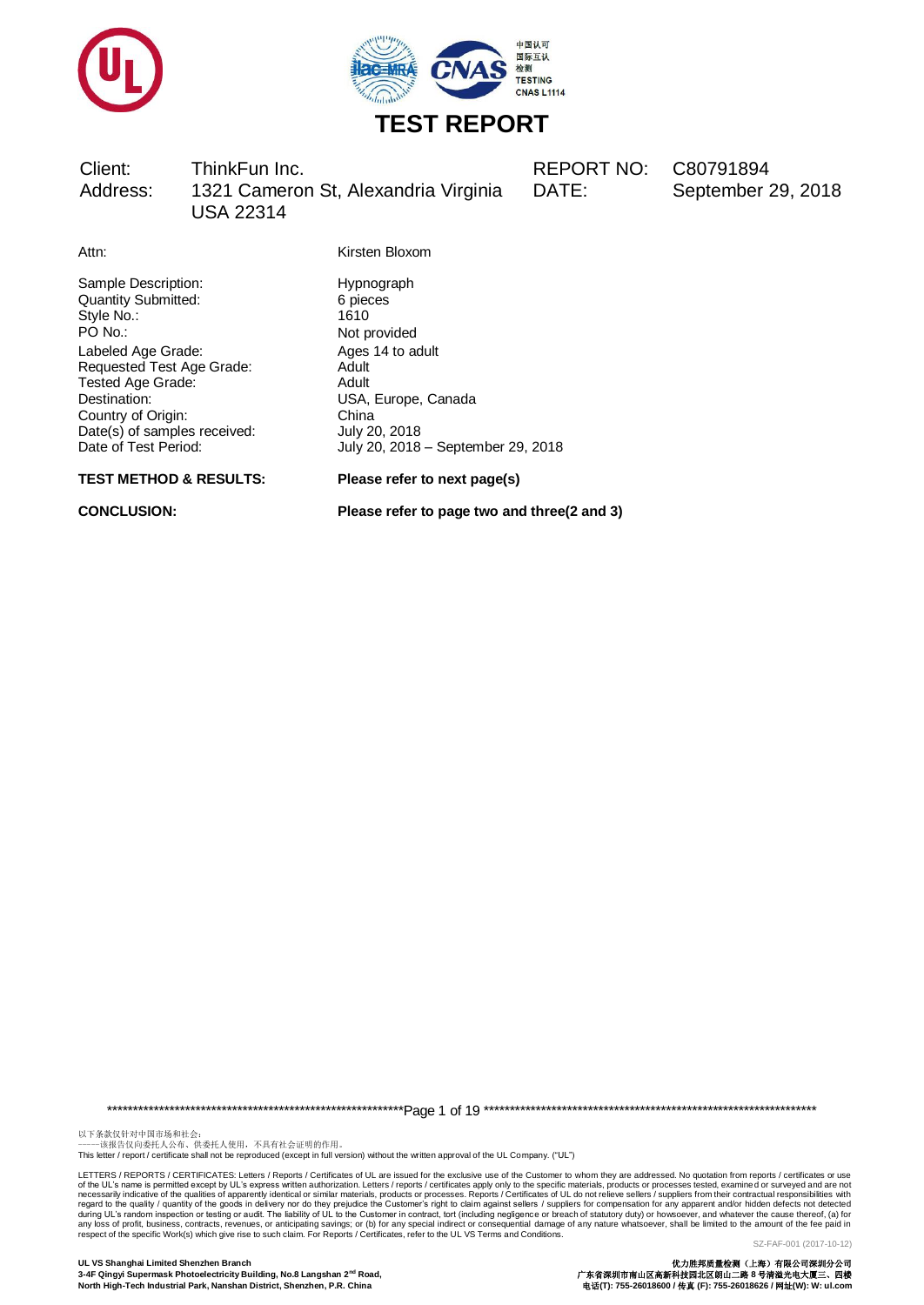# TEST REPORT

| | | | |
|---|---|---|---|
| Client: | ThinkFun Inc. | REPORT NO: | C80791894 |
| Address: | 1321 Cameron St, Alexandria Virginia USA 22314 | DATE: | September 29, 2018 |

| | |
|---|---|
| Attn: | Kirsten Bloxom |
| Sample Description: | Hypnograph |
| Quantity Submitted: | 6 pieces |
| Style No.: | 1610 |
| PO No.: | Not provided |
| Labeled Age Grade: | Ages 14 to adult |
| Requested Test Age Grade: | Adult |
| Tested Age Grade: | Adult |
| Destination: | USA, Europe, Canada |
| Country of Origin: | China |
| Date(s) of samples received: | July 20, 2018 |
| Date of Test Period: | July 20, 2018 – September 29, 2018 |

**TEST METHOD & RESULTS:** **Please refer to next page(s)**

**CONCLUSION:** **Please refer to page two and three(2 and 3)**

以下条款仅针对中国市场和社会：
——该报告仅向委托人公布、供委托人使用，不具有社会证明的作用。
This letter / report / certificate shall not be reproduced (except in full version) without the written approval of the UL Company. ("UL")

LETTERS / REPORTS / CERTIFICATES: Letters / Reports / Certificates of UL are issued for the exclusive use of the Customer to whom they are addressed. No quotation from reports / certificates or use of the UL's name is permitted except by UL's express written authorization. Letters / reports / certificates apply only to the specific materials, products or processes tested, examined or surveyed and are not necessarily indicative of the qualities of apparently identical or similar materials, products or processes. Reports / Certificates of UL do not relieve sellers / suppliers from their contractual responsibilities with regard to the quality / quantity of the goods in delivery nor do they prejudice the Customer's right to claim against sellers / suppliers for compensation for any apparent and/or hidden defects not detected during UL's random inspection or testing or audit. The liability of UL to the Customer in contract, tort (including negligence or breach of statutory duty) or howsoever, and whatever the cause thereof, (a) for any loss of profit, business, contracts, revenues, or anticipating savings; or (b) for any special indirect or consequential damage of any nature whatsoever, shall be limited to the amount of the fee paid in respect of the specific Work(s) which give rise to such claim. For Reports / Certificates, refer to the UL VS Terms and Conditions.

SZ-FAF-001 (2017-10-12)

**UL VS Shanghai Limited Shenzhen Branch**
**3-4F Qingyi Supermask Photoelectricity Building, No.8 Langshan 2nd Road, North High-Tech Industrial Park, Nanshan District, Shenzhen, P.R. China**

**优力胜邦质量检测（上海）有限公司深圳分公司**
**广东省深圳市南山区高新科技园北区朗山二路 8 号清溢光电大厦三、四楼**
**电话(T): 755-26018600 / 传真 (F): 755-26018626 / 网址(W): W: ul.com**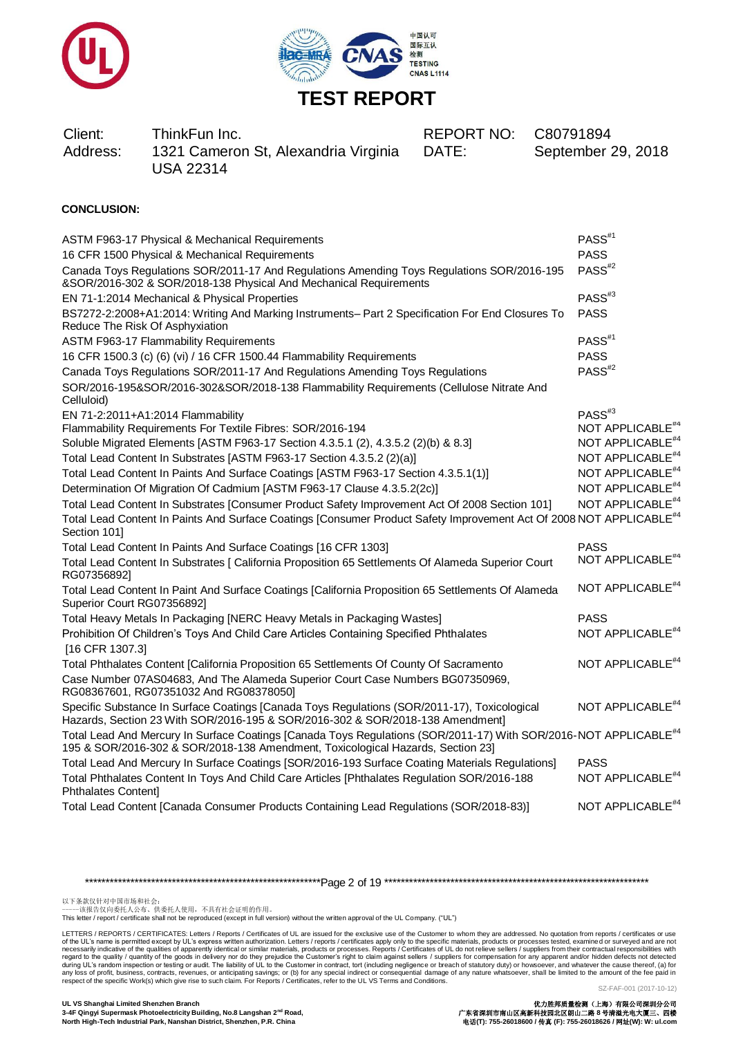# TEST REPORT

| Client: | ThinkFun Inc. | REPORT NO: | C80791894 |
|---|---|---|---|
| Address: | 1321 Cameron St, Alexandria Virginia USA 22314 | DATE: | September 29, 2018 |

**CONCLUSION:**

| Requirement | Result |
|---|---|
| ASTM F963-17 Physical & Mechanical Requirements | PASS#1 |
| 16 CFR 1500 Physical & Mechanical Requirements | PASS |
| Canada Toys Regulations SOR/2011-17 And Regulations Amending Toys Regulations SOR/2016-195 &SOR/2016-302 & SOR/2018-138 Physical And Mechanical Requirements | PASS#2 |
| EN 71-1:2014 Mechanical & Physical Properties | PASS#3 |
| BS7272-2:2008+A1:2014: Writing And Marking Instruments– Part 2 Specification For End Closures To Reduce The Risk Of Asphyxiation | PASS |
| ASTM F963-17 Flammability Requirements | PASS#1 |
| 16 CFR 1500.3 (c) (6) (vi) / 16 CFR 1500.44 Flammability Requirements | PASS |
| Canada Toys Regulations SOR/2011-17 And Regulations Amending Toys Regulations SOR/2016-195&SOR/2016-302&SOR/2018-138 Flammability Requirements (Cellulose Nitrate And Celluloid) | PASS#2 |
| EN 71-2:2011+A1:2014 Flammability | PASS#3 |
| Flammability Requirements For Textile Fibres: SOR/2016-194 | NOT APPLICABLE#4 |
| Soluble Migrated Elements [ASTM F963-17 Section 4.3.5.1 (2), 4.3.5.2 (2)(b) & 8.3] | NOT APPLICABLE#4 |
| Total Lead Content In Substrates [ASTM F963-17 Section 4.3.5.2 (2)(a)] | NOT APPLICABLE#4 |
| Total Lead Content In Paints And Surface Coatings [ASTM F963-17 Section 4.3.5.1(1)] | NOT APPLICABLE#4 |
| Determination Of Migration Of Cadmium [ASTM F963-17 Clause 4.3.5.2(2c)] | NOT APPLICABLE#4 |
| Total Lead Content In Substrates [Consumer Product Safety Improvement Act Of 2008 Section 101] | NOT APPLICABLE#4 |
| Total Lead Content In Paints And Surface Coatings [Consumer Product Safety Improvement Act Of 2008 Section 101] | NOT APPLICABLE#4 |
| Total Lead Content In Paints And Surface Coatings [16 CFR 1303] | PASS |
| Total Lead Content In Substrates [ California Proposition 65 Settlements Of Alameda Superior Court RG07356892] | NOT APPLICABLE#4 |
| Total Lead Content In Paint And Surface Coatings [California Proposition 65 Settlements Of Alameda Superior Court RG07356892] | NOT APPLICABLE#4 |
| Total Heavy Metals In Packaging [NERC Heavy Metals in Packaging Wastes] | PASS |
| Prohibition Of Children's Toys And Child Care Articles Containing Specified Phthalates [16 CFR 1307.3] | NOT APPLICABLE#4 |
| Total Phthalates Content [California Proposition 65 Settlements Of County Of Sacramento Case Number 07AS04683, And The Alameda Superior Court Case Numbers BG07350969, RG08367601, RG07351032 And RG08378050] | NOT APPLICABLE#4 |
| Specific Substance In Surface Coatings [Canada Toys Regulations (SOR/2011-17), Toxicological Hazards, Section 23 With SOR/2016-195 & SOR/2016-302 & SOR/2018-138 Amendment] | NOT APPLICABLE#4 |
| Total Lead And Mercury In Surface Coatings [Canada Toys Regulations (SOR/2011-17) With SOR/2016-195 & SOR/2016-302 & SOR/2018-138 Amendment, Toxicological Hazards, Section 23] | NOT APPLICABLE#4 |
| Total Lead And Mercury In Surface Coatings [SOR/2016-193 Surface Coating Materials Regulations] | PASS |
| Total Phthalates Content In Toys And Child Care Articles [Phthalates Regulation SOR/2016-188 Phthalates Content] | NOT APPLICABLE#4 |
| Total Lead Content [Canada Consumer Products Containing Lead Regulations (SOR/2018-83)] | NOT APPLICABLE#4 |

以下条款仅针对中国市场和社会：
——该报告仅向委托人公布、供委托人使用，不具有社会证明的作用。
This letter / report / certificate shall not be reproduced (except in full version) without the written approval of the UL Company. ("UL")

LETTERS / REPORTS / CERTIFICATES: Letters / Reports / Certificates of UL are issued for the exclusive use of the Customer to whom they are addressed. No quotation from reports / certificates or use of the UL's name is permitted except by UL's express written authorization. Letters / reports / certificates apply only to the specific materials, products or processes tested, examined or surveyed and are not necessarily indicative of the qualities of apparently identical or similar materials, products or processes. Reports / Certificates of UL do not relieve sellers / suppliers from their contractual responsibilities with regard to the quality / quantity of the goods in delivery nor do they prejudice the Customer's right to claim against sellers / suppliers for compensation for any apparent and/or hidden defects not detected during UL's random inspection or testing or audit. The liability of UL to the Customer in contract, tort (including negligence or breach of statutory duty) or howsoever, and whatever the cause thereof, (a) for any loss of profit, business, contracts, revenues, or anticipating savings; or (b) for any special indirect or consequential damage of any nature whatsoever, shall be limited to the amount of the fee paid in respect of the specific Work(s) which give rise to such claim. For Reports / Certificates, refer to the UL VS Terms and Conditions.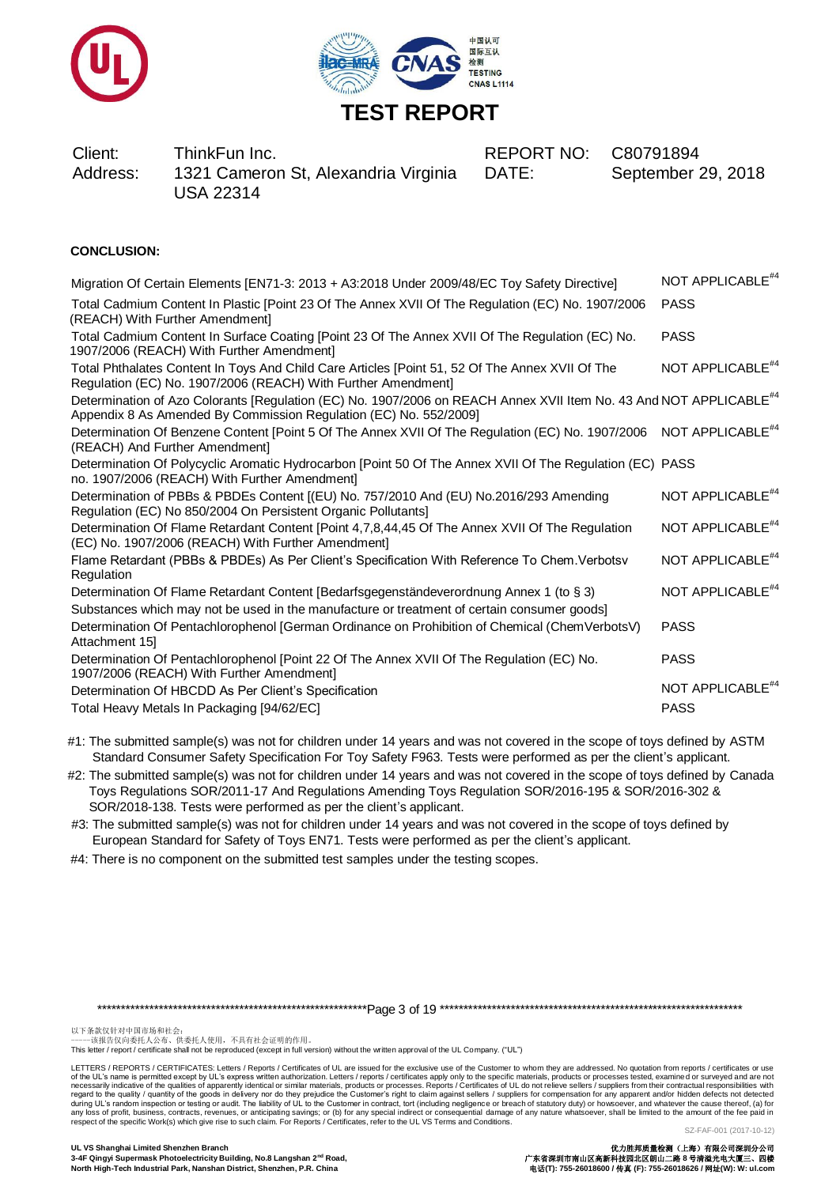# TEST REPORT

| | | | |
|---|---|---|---|
| Client: | ThinkFun Inc. | REPORT NO: | C80791894 |
| Address: | 1321 Cameron St, Alexandria Virginia USA 22314 | DATE: | September 29, 2018 |

**CONCLUSION:**

| Test | Result |
|---|---|
| Migration Of Certain Elements [EN71-3: 2013 + A3:2018 Under 2009/48/EC Toy Safety Directive] | NOT APPLICABLE[#4] |
| Total Cadmium Content In Plastic [Point 23 Of The Annex XVII Of The Regulation (EC) No. 1907/2006 (REACH) With Further Amendment] | PASS |
| Total Cadmium Content In Surface Coating [Point 23 Of The Annex XVII Of The Regulation (EC) No. 1907/2006 (REACH) With Further Amendment] | PASS |
| Total Phthalates Content In Toys And Child Care Articles [Point 51, 52 Of The Annex XVII Of The Regulation (EC) No. 1907/2006 (REACH) With Further Amendment] | NOT APPLICABLE[#4] |
| Determination of Azo Colorants [Regulation (EC) No. 1907/2006 on REACH Annex XVII Item No. 43 And Appendix 8 As Amended By Commission Regulation (EC) No. 552/2009] | NOT APPLICABLE[#4] |
| Determination Of Benzene Content [Point 5 Of The Annex XVII Of The Regulation (EC) No. 1907/2006 (REACH) And Further Amendment] | NOT APPLICABLE[#4] |
| Determination Of Polycyclic Aromatic Hydrocarbon [Point 50 Of The Annex XVII Of The Regulation (EC) no. 1907/2006 (REACH) With Further Amendment] | PASS |
| Determination of PBBs & PBDEs Content [(EU) No. 757/2010 And (EU) No.2016/293 Amending Regulation (EC) No 850/2004 On Persistent Organic Pollutants] | NOT APPLICABLE[#4] |
| Determination Of Flame Retardant Content [Point 4,7,8,44,45 Of The Annex XVII Of The Regulation (EC) No. 1907/2006 (REACH) With Further Amendment] | NOT APPLICABLE[#4] |
| Flame Retardant (PBBs & PBDEs) As Per Client's Specification With Reference To Chem.Verbotsv Regulation | NOT APPLICABLE[#4] |
| Determination Of Flame Retardant Content [Bedarfsgegenständeverordnung Annex 1 (to § 3) Substances which may not be used in the manufacture or treatment of certain consumer goods] | NOT APPLICABLE[#4] |
| Determination Of Pentachlorophenol [German Ordinance on Prohibition of Chemical (ChemVerbotsV) Attachment 15] | PASS |
| Determination Of Pentachlorophenol [Point 22 Of The Annex XVII Of The Regulation (EC) No. 1907/2006 (REACH) With Further Amendment] | PASS |
| Determination Of HBCDD As Per Client's Specification | NOT APPLICABLE[#4] |
| Total Heavy Metals In Packaging [94/62/EC] | PASS |

#1: The submitted sample(s) was not for children under 14 years and was not covered in the scope of toys defined by ASTM Standard Consumer Safety Specification For Toy Safety F963. Tests were performed as per the client's applicant.

#2: The submitted sample(s) was not for children under 14 years and was not covered in the scope of toys defined by Canada Toys Regulations SOR/2011-17 And Regulations Amending Toys Regulation SOR/2016-195 & SOR/2016-302 & SOR/2018-138. Tests were performed as per the client's applicant.

#3: The submitted sample(s) was not for children under 14 years and was not covered in the scope of toys defined by European Standard for Safety of Toys EN71. Tests were performed as per the client's applicant.

#4: There is no component on the submitted test samples under the testing scopes.

以下条款仅针对中国市场和社会：
——该报告仅向委托人公布、供委托人使用，不具有社会证明的作用。
This letter / report / certificate shall not be reproduced (except in full version) without the written approval of the UL Company. ("UL")

LETTERS / REPORTS / CERTIFICATES: Letters / Reports / Certificates of UL are issued for the exclusive use of the Customer to whom they are addressed. No quotation from reports / certificates or use of the UL's name is permitted except by UL's express written authorization. Letters / reports / certificates apply only to the specific materials, products or processes tested, examined or surveyed and are not necessarily indicative of the qualities of apparently identical or similar materials, products or processes. Reports / Certificates of UL do not relieve sellers / suppliers from their contractual responsibilities with regard to the quality / quantity of the goods in delivery nor do they prejudice the Customer's right to claim against sellers / suppliers for compensation for any apparent and/or hidden defects not detected during UL's random inspection or testing or audit. The liability of UL to the Customer in contract, tort (including negligence or breach of statutory duty) or howsoever, and whatever the cause thereof, (a) for any loss of profit, business, contracts, revenues, or anticipating savings; or (b) for any special indirect or consequential damage of any nature whatsoever, shall be limited to the amount of the fee paid in respect of the specific Work(s) which give rise to such claim. For Reports / Certificates, refer to the UL VS Terms and Conditions.

SZ-FAF-001 (2017-10-12)

**UL VS Shanghai Limited Shenzhen Branch**
**3-4F Qingyi Supermask Photoelectricity Building, No.8 Langshan 2nd Road, North High-Tech Industrial Park, Nanshan District, Shenzhen, P.R. China**

**优力胜邦质量检测（上海）有限公司深圳分公司**
**广东省深圳市南山区高新科技园北区朗山二路 8 号清溢光电大厦三、四楼**
**电话(T): 755-26018600 / 传真 (F): 755-26018626 / 网址(W): W: ul.com**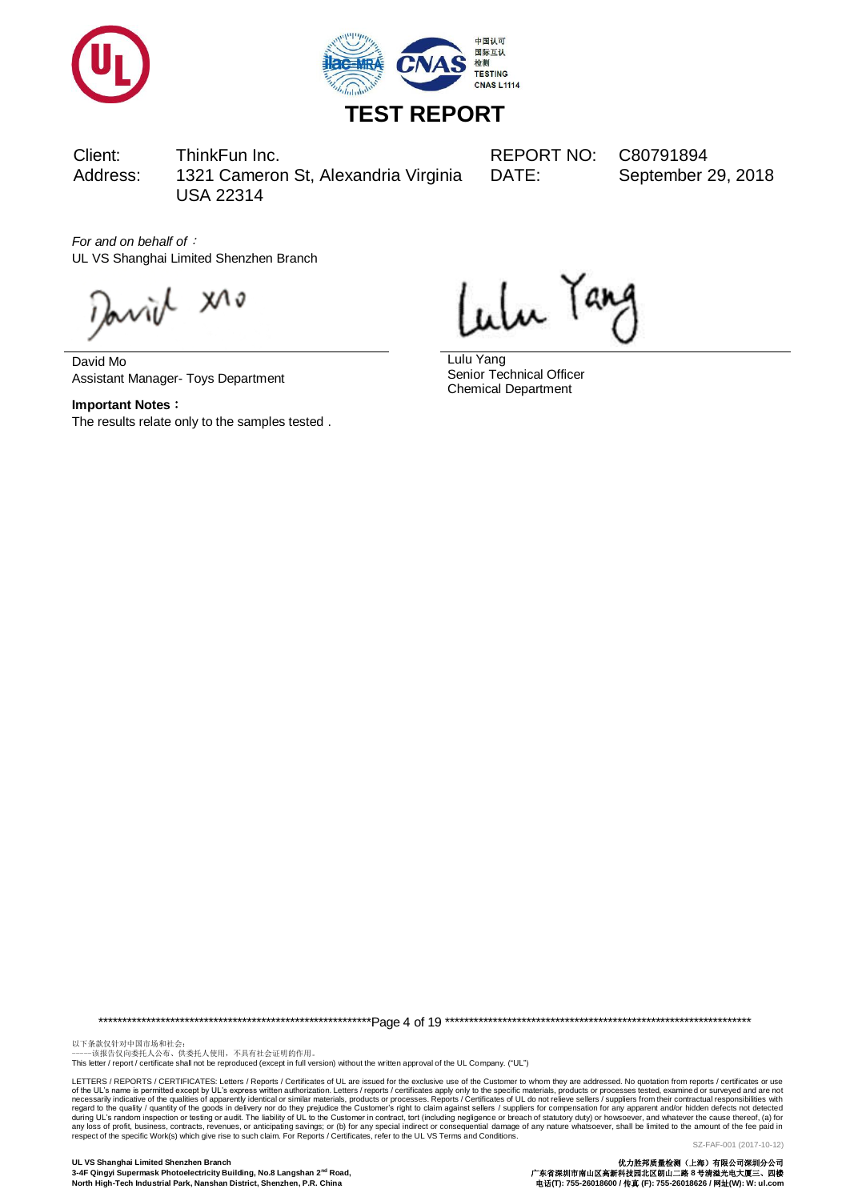# TEST REPORT

| Client: | ThinkFun Inc. | REPORT NO: | C80791894 |
|---|---|---|---|
| Address: | 1321 Cameron St, Alexandria Virginia USA 22314 | DATE: | September 29, 2018 |

*For and on behalf of*：
UL VS Shanghai Limited Shenzhen Branch

David Mo
Assistant Manager- Toys Department

Lulu Yang
Senior Technical Officer
Chemical Department

**Important Notes：**
The results relate only to the samples tested .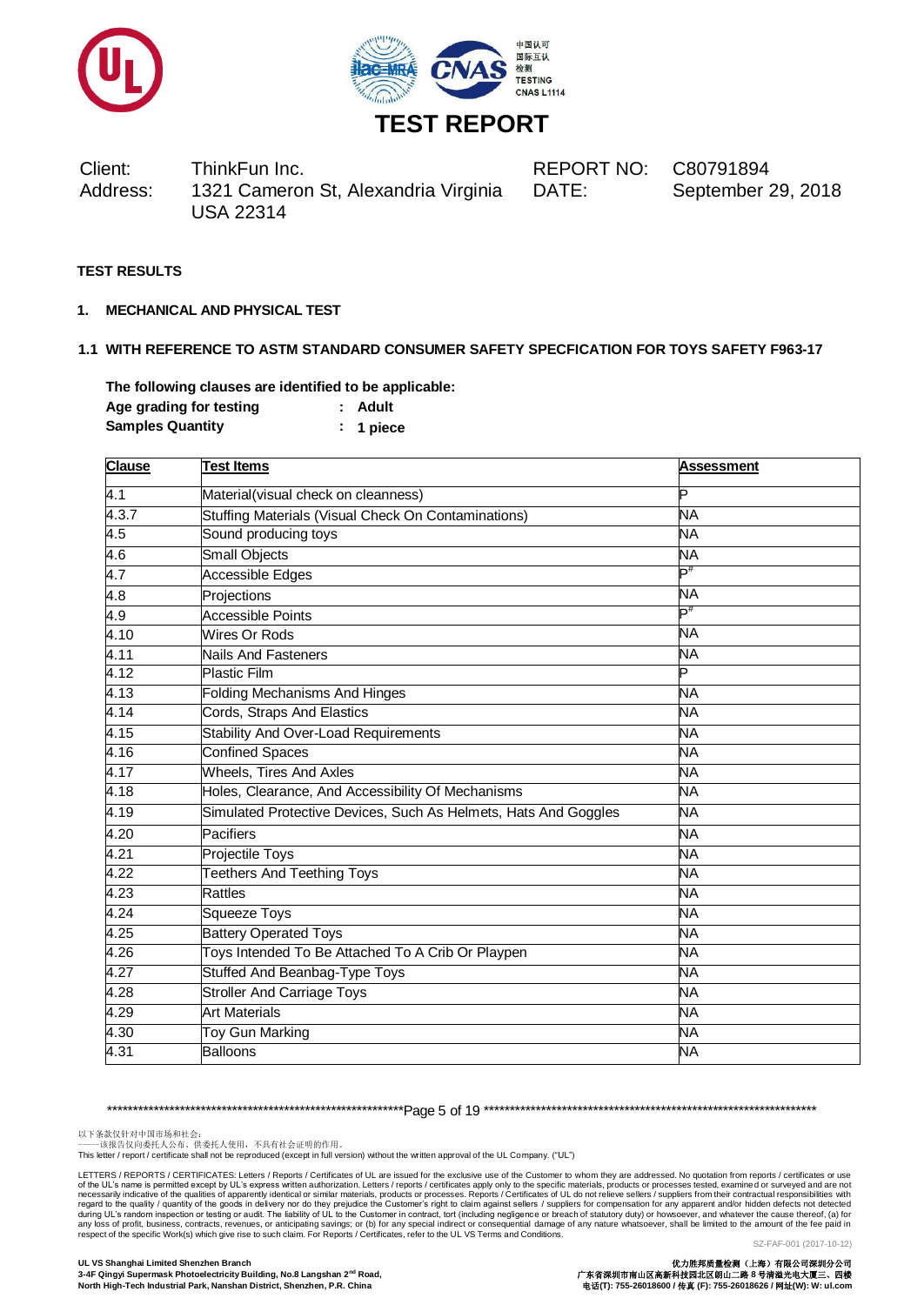# TEST REPORT

Client: ThinkFun Inc.
Address: 1321 Cameron St, Alexandria Virginia USA 22314

REPORT NO: C80791894
DATE: September 29, 2018

**TEST RESULTS**

**1. MECHANICAL AND PHYSICAL TEST**

**1.1 WITH REFERENCE TO ASTM STANDARD CONSUMER SAFETY SPECFICATION FOR TOYS SAFETY F963-17**

**The following clauses are identified to be applicable:**

**Age grading for testing : Adult**

**Samples Quantity : 1 piece**

| Clause | Test Items | Assessment |
|---|---|---|
| 4.1 | Material(visual check on cleanness) | P |
| 4.3.7 | Stuffing Materials (Visual Check On Contaminations) | NA |
| 4.5 | Sound producing toys | NA |
| 4.6 | Small Objects | NA |
| 4.7 | Accessible Edges | P[#] |
| 4.8 | Projections | NA |
| 4.9 | Accessible Points | P[#] |
| 4.10 | Wires Or Rods | NA |
| 4.11 | Nails And Fasteners | NA |
| 4.12 | Plastic Film | P |
| 4.13 | Folding Mechanisms And Hinges | NA |
| 4.14 | Cords, Straps And Elastics | NA |
| 4.15 | Stability And Over-Load Requirements | NA |
| 4.16 | Confined Spaces | NA |
| 4.17 | Wheels, Tires And Axles | NA |
| 4.18 | Holes, Clearance, And Accessibility Of Mechanisms | NA |
| 4.19 | Simulated Protective Devices, Such As Helmets, Hats And Goggles | NA |
| 4.20 | Pacifiers | NA |
| 4.21 | Projectile Toys | NA |
| 4.22 | Teethers And Teething Toys | NA |
| 4.23 | Rattles | NA |
| 4.24 | Squeeze Toys | NA |
| 4.25 | Battery Operated Toys | NA |
| 4.26 | Toys Intended To Be Attached To A Crib Or Playpen | NA |
| 4.27 | Stuffed And Beanbag-Type Toys | NA |
| 4.28 | Stroller And Carriage Toys | NA |
| 4.29 | Art Materials | NA |
| 4.30 | Toy Gun Marking | NA |
| 4.31 | Balloons | NA |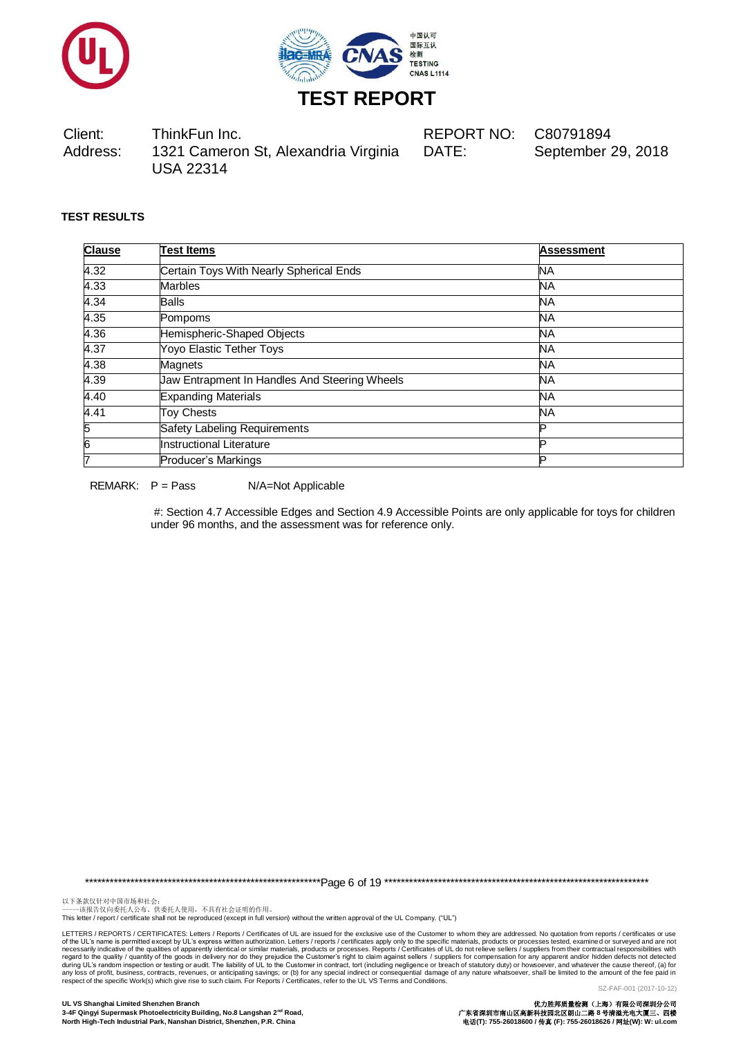# TEST REPORT

| Client: | ThinkFun Inc. | REPORT NO: | C80791894 |
|---|---|---|---|
| Address: | 1321 Cameron St, Alexandria Virginia USA 22314 | DATE: | September 29, 2018 |

**TEST RESULTS**

| Clause | Test Items | Assessment |
|---|---|---|
| 4.32 | Certain Toys With Nearly Spherical Ends | NA |
| 4.33 | Marbles | NA |
| 4.34 | Balls | NA |
| 4.35 | Pompoms | NA |
| 4.36 | Hemispheric-Shaped Objects | NA |
| 4.37 | Yoyo Elastic Tether Toys | NA |
| 4.38 | Magnets | NA |
| 4.39 | Jaw Entrapment In Handles And Steering Wheels | NA |
| 4.40 | Expanding Materials | NA |
| 4.41 | Toy Chests | NA |
| 5 | Safety Labeling Requirements | P |
| 6 | Instructional Literature | P |
| 7 | Producer's Markings | P |

REMARK: P = Pass N/A=Not Applicable

#: Section 4.7 Accessible Edges and Section 4.9 Accessible Points are only applicable for toys for children under 96 months, and the assessment was for reference only.

以下条款仅针对中国市场和社会：
——该报告仅向委托人公布、供委托人使用，不具有社会证明的作用。
This letter / report / certificate shall not be reproduced (except in full version) without the written approval of the UL Company. ("UL")

LETTERS / REPORTS / CERTIFICATES: Letters / Reports / Certificates of UL are issued for the exclusive use of the Customer to whom they are addressed. No quotation from reports / certificates or use of the UL's name is permitted except by UL's express written authorization. Letters / reports / certificates apply only to the specific materials, products or processes tested, examined or surveyed and are not necessarily indicative of the qualities of apparently identical or similar materials, products or processes. Reports / Certificates of UL do not relieve sellers / suppliers from their contractual responsibilities with regard to the quality / quantity of the goods in delivery nor do they prejudice the Customer's right to claim against sellers / suppliers for compensation for any apparent and/or hidden defects not detected during UL's random inspection or testing or audit. The liability of UL to the Customer in contract, tort (including negligence or breach of statutory duty) or howsoever, and whatever the cause thereof, (a) for any loss of profit, business, contracts, revenues, or anticipating savings; or (b) for any special indirect or consequential damage of any nature whatsoever, shall be limited to the amount of the fee paid in respect of the specific Work(s) which give rise to such claim. For Reports / Certificates, refer to the UL VS Terms and Conditions.

SZ-FAF-001 (2017-10-12)

**UL VS Shanghai Limited Shenzhen Branch**
**3-4F Qingyi Supermask Photoelectricity Building, No.8 Langshan 2nd Road, North High-Tech Industrial Park, Nanshan District, Shenzhen, P.R. China**

**优力胜邦质量检测（上海）有限公司深圳分公司**
**广东省深圳市南山区高新科技园北区朗山二路 8 号清溢光电大厦三、四楼**
**电话(T): 755-26018600 / 传真 (F): 755-26018626 / 网址(W): W: ul.com**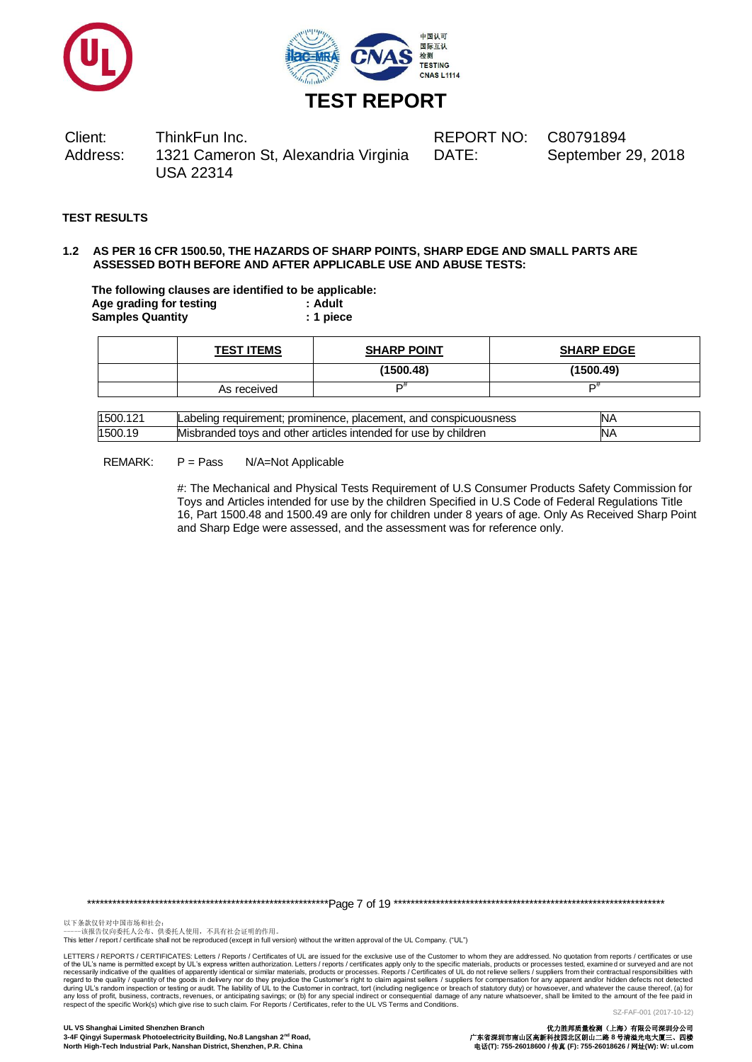# TEST REPORT

| | | | |
|---|---|---|---|
| Client: | ThinkFun Inc. | REPORT NO: | C80791894 |
| Address: | 1321 Cameron St, Alexandria Virginia USA 22314 | DATE: | September 29, 2018 |

**TEST RESULTS**

**1.2 AS PER 16 CFR 1500.50, THE HAZARDS OF SHARP POINTS, SHARP EDGE AND SMALL PARTS ARE ASSESSED BOTH BEFORE AND AFTER APPLICABLE USE AND ABUSE TESTS:**

**The following clauses are identified to be applicable:**
**Age grading for testing : Adult**
**Samples Quantity : 1 piece**

| | TEST ITEMS | SHARP POINT | SHARP EDGE |
|---|---|---|---|
| | | **(1500.48)** | **(1500.49)** |
| | As received | P# | P# |

| | | |
|---|---|---|
| 1500.121 | Labeling requirement; prominence, placement, and conspicuousness | NA |
| 1500.19 | Misbranded toys and other articles intended for use by children | NA |

REMARK: P = Pass N/A=Not Applicable

#: The Mechanical and Physical Tests Requirement of U.S Consumer Products Safety Commission for Toys and Articles intended for use by the children Specified in U.S Code of Federal Regulations Title 16, Part 1500.48 and 1500.49 are only for children under 8 years of age. Only As Received Sharp Point and Sharp Edge were assessed, and the assessment was for reference only.

以下条款仅针对中国市场和社会：
——该报告仅向委托人公布、供委托人使用，不具有社会证明的作用。
This letter / report / certificate shall not be reproduced (except in full version) without the written approval of the UL Company. ("UL")

LETTERS / REPORTS / CERTIFICATES: Letters / Reports / Certificates of UL are issued for the exclusive use of the Customer to whom they are addressed. No quotation from reports / certificates or use of the UL's name is permitted except by UL's express written authorization. Letters / reports / certificates apply only to the specific materials, products or processes tested, examined or surveyed and are not necessarily indicative of the qualities of apparently identical or similar materials, products or processes. Reports / Certificates of UL do not relieve sellers / suppliers from their contractual responsibilities with regard to the quality / quantity of the goods in delivery nor do they prejudice the Customer's right to claim against sellers / suppliers for compensation for any apparent and/or hidden defects not detected during UL's random inspection or testing or audit. The liability of UL to the Customer in contract, tort (including negligence or breach of statutory duty) or howsoever, and whatever the cause thereof, (a) for any loss of profit, business, contracts, revenues, or anticipating savings; or (b) for any special indirect or consequential damage of any nature whatsoever, shall be limited to the amount of the fee paid in respect of the specific Work(s) which give rise to such claim. For Reports / Certificates, refer to the UL VS Terms and Conditions.

SZ-FAF-001 (2017-10-12)

**UL VS Shanghai Limited Shenzhen Branch**
**3-4F Qingyi Supermask Photoelectricity Building, No.8 Langshan 2nd Road, North High-Tech Industrial Park, Nanshan District, Shenzhen, P.R. China**

**优力胜邦质量检测（上海）有限公司深圳分公司**
**广东省深圳市南山区高新科技园北区朗山二路 8 号清溢光电大厦三、四楼**
**电话(T): 755-26018600 / 传真 (F): 755-26018626 / 网址(W): W: ul.com**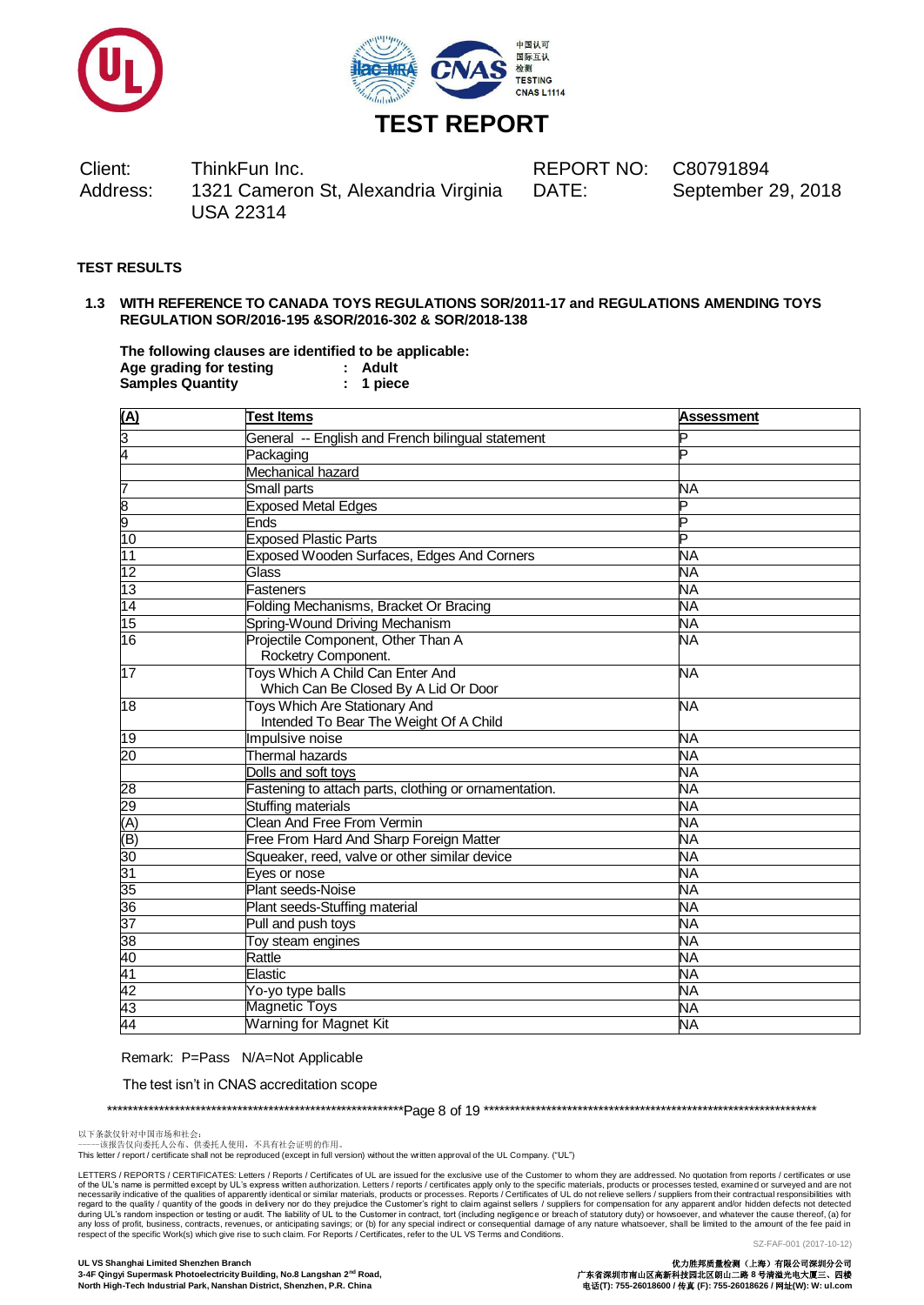# TEST REPORT

Client: ThinkFun Inc.
Address: 1321 Cameron St, Alexandria Virginia USA 22314

REPORT NO: C80791894
DATE: September 29, 2018

**TEST RESULTS**

**1.3 WITH REFERENCE TO CANADA TOYS REGULATIONS SOR/2011-17 and REGULATIONS AMENDING TOYS REGULATION SOR/2016-195 &SOR/2016-302 & SOR/2018-138**

**The following clauses are identified to be applicable:**
**Age grading for testing : Adult**
**Samples Quantity : 1 piece**

| (A) | Test Items | Assessment |
|---|---|---|
| 3 | General -- English and French bilingual statement | P |
| 4 | Packaging | P |
| | Mechanical hazard | |
| 7 | Small parts | NA |
| 8 | Exposed Metal Edges | P |
| 9 | Ends | P |
| 10 | Exposed Plastic Parts | P |
| 11 | Exposed Wooden Surfaces, Edges And Corners | NA |
| 12 | Glass | NA |
| 13 | Fasteners | NA |
| 14 | Folding Mechanisms, Bracket Or Bracing | NA |
| 15 | Spring-Wound Driving Mechanism | NA |
| 16 | Projectile Component, Other Than A Rocketry Component. | NA |
| 17 | Toys Which A Child Can Enter And Which Can Be Closed By A Lid Or Door | NA |
| 18 | Toys Which Are Stationary And Intended To Bear The Weight Of A Child | NA |
| 19 | Impulsive noise | NA |
| 20 | Thermal hazards | NA |
| | Dolls and soft toys | NA |
| 28 | Fastening to attach parts, clothing or ornamentation. | NA |
| 29 | Stuffing materials | NA |
| (A) | Clean And Free From Vermin | NA |
| (B) | Free From Hard And Sharp Foreign Matter | NA |
| 30 | Squeaker, reed, valve or other similar device | NA |
| 31 | Eyes or nose | NA |
| 35 | Plant seeds-Noise | NA |
| 36 | Plant seeds-Stuffing material | NA |
| 37 | Pull and push toys | NA |
| 38 | Toy steam engines | NA |
| 40 | Rattle | NA |
| 41 | Elastic | NA |
| 42 | Yo-yo type balls | NA |
| 43 | Magnetic Toys | NA |
| 44 | Warning for Magnet Kit | NA |

Remark: P=Pass N/A=Not Applicable

The test isn't in CNAS accreditation scope

以下条款仅针对中国市场和社会：
——该报告仅向委托人公布、供委托人使用，不具有社会证明的作用。
This letter / report / certificate shall not be reproduced (except in full version) without the written approval of the UL Company. ("UL")

LETTERS / REPORTS / CERTIFICATES: Letters / Reports / Certificates of UL are issued for the exclusive use of the Customer to whom they are addressed. No quotation from reports / certificates or use of the UL's name is permitted except by UL's express written authorization. Letters / reports / certificates apply only to the specific materials, products or processes tested, examined or surveyed and are not necessarily indicative of the qualities of apparently identical or similar materials, products or processes. Reports / Certificates of UL do not relieve sellers / suppliers from their contractual responsibilities with regard to the quality / quantity of the goods in delivery nor do they prejudice the Customer's right to claim against sellers / suppliers for compensation for any apparent and/or hidden defects not detected during UL's random inspection or testing or audit. The liability of UL to the Customer in contract, tort (including negligence or breach of statutory duty) or howsoever, and whatever the cause thereof, (a) for any loss of profit, business, contracts, revenues, or anticipating savings; or (b) for any special indirect or consequential damage of any nature whatsoever, shall be limited to the amount of the fee paid in respect of the specific Work(s) which give rise to such claim. For Reports / Certificates, refer to the UL VS Terms and Conditions.

SZ-FAF-001 (2017-10-12)

**UL VS Shanghai Limited Shenzhen Branch**
**3-4F Qingyi Supermask Photoelectricity Building, No.8 Langshan 2nd Road, North High-Tech Industrial Park, Nanshan District, Shenzhen, P.R. China**

**优力胜邦质量检测（上海）有限公司深圳分公司**
**广东省深圳市南山区高新科技园北区朗山二路 8 号清溢光电大厦三、四楼**
**电话(T): 755-26018600 / 传真 (F): 755-26018626 / 网址(W): W: ul.com**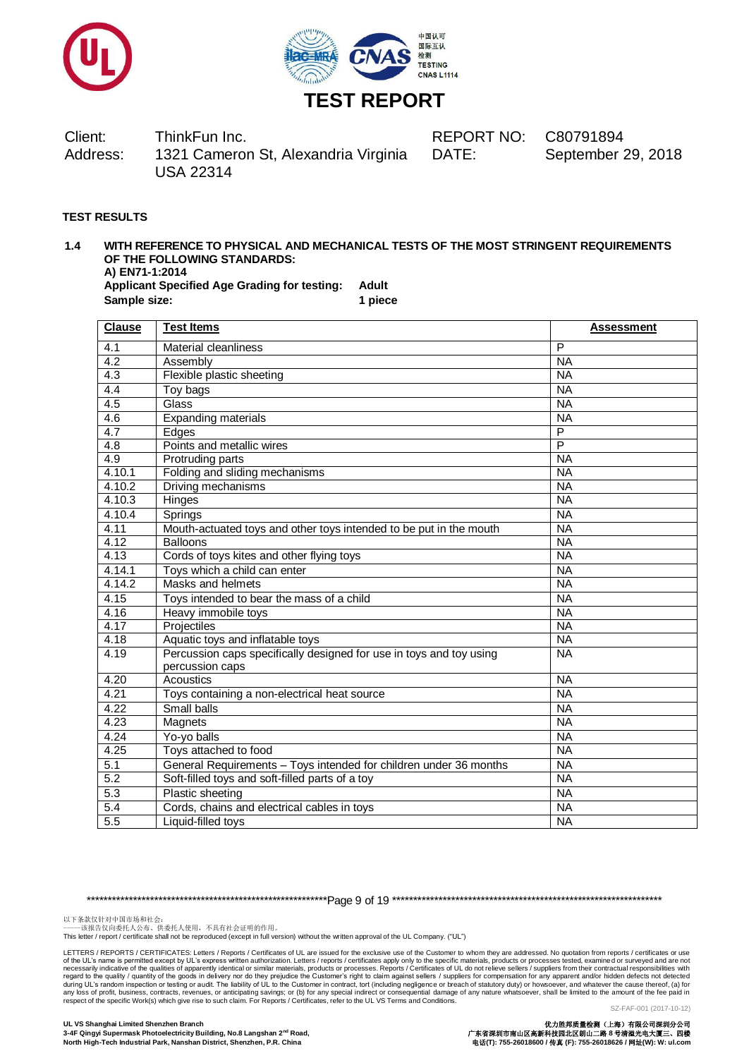# TEST REPORT

Client: ThinkFun Inc.
Address: 1321 Cameron St, Alexandria Virginia USA 22314

REPORT NO: C80791894
DATE: September 29, 2018

**TEST RESULTS**

**1.4 WITH REFERENCE TO PHYSICAL AND MECHANICAL TESTS OF THE MOST STRINGENT REQUIREMENTS OF THE FOLLOWING STANDARDS:**

**A) EN71-1:2014**

**Applicant Specified Age Grading for testing:** **Adult**

**Sample size:** **1 piece**

| Clause | Test Items | Assessment |
|---|---|---|
| 4.1 | Material cleanliness | P |
| 4.2 | Assembly | NA |
| 4.3 | Flexible plastic sheeting | NA |
| 4.4 | Toy bags | NA |
| 4.5 | Glass | NA |
| 4.6 | Expanding materials | NA |
| 4.7 | Edges | P |
| 4.8 | Points and metallic wires | P |
| 4.9 | Protruding parts | NA |
| 4.10.1 | Folding and sliding mechanisms | NA |
| 4.10.2 | Driving mechanisms | NA |
| 4.10.3 | Hinges | NA |
| 4.10.4 | Springs | NA |
| 4.11 | Mouth-actuated toys and other toys intended to be put in the mouth | NA |
| 4.12 | Balloons | NA |
| 4.13 | Cords of toys kites and other flying toys | NA |
| 4.14.1 | Toys which a child can enter | NA |
| 4.14.2 | Masks and helmets | NA |
| 4.15 | Toys intended to bear the mass of a child | NA |
| 4.16 | Heavy immobile toys | NA |
| 4.17 | Projectiles | NA |
| 4.18 | Aquatic toys and inflatable toys | NA |
| 4.19 | Percussion caps specifically designed for use in toys and toy using percussion caps | NA |
| 4.20 | Acoustics | NA |
| 4.21 | Toys containing a non-electrical heat source | NA |
| 4.22 | Small balls | NA |
| 4.23 | Magnets | NA |
| 4.24 | Yo-yo balls | NA |
| 4.25 | Toys attached to food | NA |
| 5.1 | General Requirements – Toys intended for children under 36 months | NA |
| 5.2 | Soft-filled toys and soft-filled parts of a toy | NA |
| 5.3 | Plastic sheeting | NA |
| 5.4 | Cords, chains and electrical cables in toys | NA |
| 5.5 | Liquid-filled toys | NA |

以下条款仅针对中国市场和社会：
——该报告仅向委托人公布、供委托人使用，不具有社会证明的作用。
This letter / report / certificate shall not be reproduced (except in full version) without the written approval of the UL Company. ("UL")

LETTERS / REPORTS / CERTIFICATES: Letters / Reports / Certificates of UL are issued for the exclusive use of the Customer to whom they are addressed. No quotation from reports / certificates or use of the UL's name is permitted except by UL's express written authorization. Letters / reports / certificates apply only to the specific materials, products or processes tested, examined or surveyed and are not necessarily indicative of the qualities of apparently identical or similar materials, products or processes. Reports / Certificates of UL do not relieve sellers / suppliers from their contractual responsibilities with regard to the quality / quantity of the goods in delivery nor do they prejudice the Customer's right to claim against sellers / suppliers for compensation for any apparent and/or hidden defects not detected during UL's random inspection or testing or audit. The liability of UL to the Customer in contract, tort (including negligence or breach of statutory duty) or howsoever, and whatever the cause thereof, (a) for any loss of profit, business, contracts, revenues, or anticipating savings; or (b) for any special indirect or consequential damage of any nature whatsoever, shall be limited to the amount of the fee paid in respect of the specific Work(s) which give rise to such claim. For Reports / Certificates, refer to the UL VS Terms and Conditions.

SZ-FAF-001 (2017-10-12)

**UL VS Shanghai Limited Shenzhen Branch**
**3-4F Qingyi Supermask Photoelectricity Building, No.8 Langshan 2nd Road, North High-Tech Industrial Park, Nanshan District, Shenzhen, P.R. China**

**优力胜邦质量检测（上海）有限公司深圳分公司**
**广东省深圳市南山区高新科技园北区朗山二路 8 号清溢光电大厦三、四楼**
**电话(T): 755-26018600 / 传真 (F): 755-26018626 / 网址(W): W: ul.com**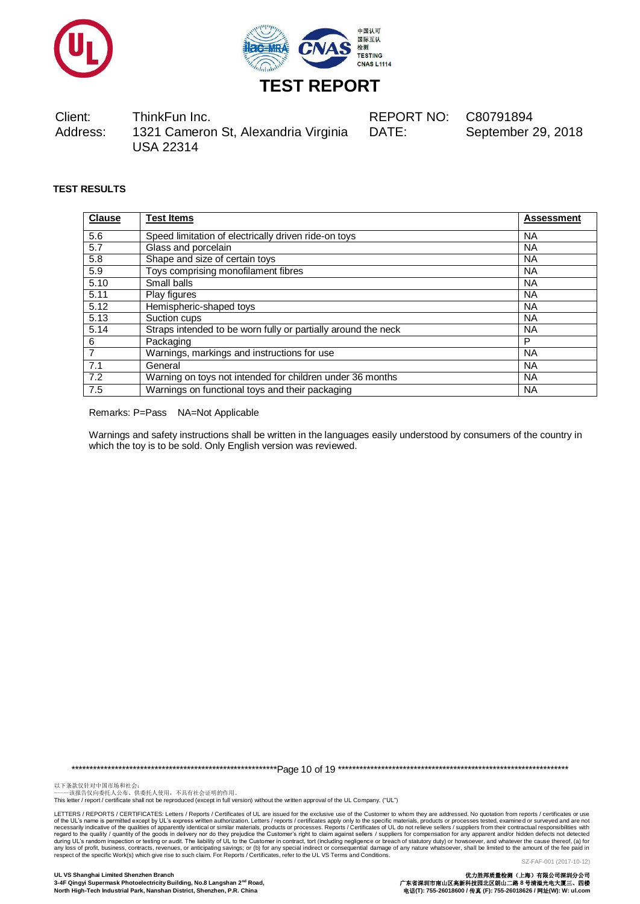# TEST REPORT

Client: ThinkFun Inc.
Address: 1321 Cameron St, Alexandria Virginia USA 22314

REPORT NO: C80791894
DATE: September 29, 2018

**TEST RESULTS**

| Clause | Test Items | Assessment |
|---|---|---|
| 5.6 | Speed limitation of electrically driven ride-on toys | NA |
| 5.7 | Glass and porcelain | NA |
| 5.8 | Shape and size of certain toys | NA |
| 5.9 | Toys comprising monofilament fibres | NA |
| 5.10 | Small balls | NA |
| 5.11 | Play figures | NA |
| 5.12 | Hemispheric-shaped toys | NA |
| 5.13 | Suction cups | NA |
| 5.14 | Straps intended to be worn fully or partially around the neck | NA |
| 6 | Packaging | P |
| 7 | Warnings, markings and instructions for use | NA |
| 7.1 | General | NA |
| 7.2 | Warning on toys not intended for children under 36 months | NA |
| 7.5 | Warnings on functional toys and their packaging | NA |

Remarks: P=Pass NA=Not Applicable

Warnings and safety instructions shall be written in the languages easily understood by consumers of the country in which the toy is to be sold. Only English version was reviewed.

以下条款仅针对中国市场和社会：
——该报告仅向委托人公布、供委托人使用，不具有社会证明的作用。
This letter / report / certificate shall not be reproduced (except in full version) without the written approval of the UL Company. ("UL")

LETTERS / REPORTS / CERTIFICATES: Letters / Reports / Certificates of UL are issued for the exclusive use of the Customer to whom they are addressed. No quotation from reports / certificates or use of the UL's name is permitted except by UL's express written authorization. Letters / reports / certificates apply only to the specific materials, products or processes tested, examined or surveyed and are not necessarily indicative of the qualities of apparently identical or similar materials, products or processes. Reports / Certificates of UL do not relieve sellers / suppliers from their contractual responsibilities with regard to the quality / quantity of the goods in delivery nor do they prejudice the Customer's right to claim against sellers / suppliers for compensation for any apparent and/or hidden defects not detected during UL's random inspection or testing or audit. The liability of UL to the Customer in contract, tort (including negligence or breach of statutory duty) or howsoever, and whatever the cause thereof, (a) for any loss of profit, business, contracts, revenues, or anticipating savings; or (b) for any special indirect or consequential damage of any nature whatsoever, shall be limited to the amount of the fee paid in respect of the specific Work(s) which give rise to such claim. For Reports / Certificates, refer to the UL VS Terms and Conditions.

SZ-FAF-001 (2017-10-12)

**UL VS Shanghai Limited Shenzhen Branch**
**3-4F Qingyi Supermask Photoelectricity Building, No.8 Langshan 2nd Road, North High-Tech Industrial Park, Nanshan District, Shenzhen, P.R. China**

**优力胜邦质量检测（上海）有限公司深圳分公司**
**广东省深圳市南山区高新科技园北区朗山二路 8 号清溢光电大厦三、四楼**
**电话(T): 755-26018600 / 传真 (F): 755-26018626 / 网址(W): W: ul.com**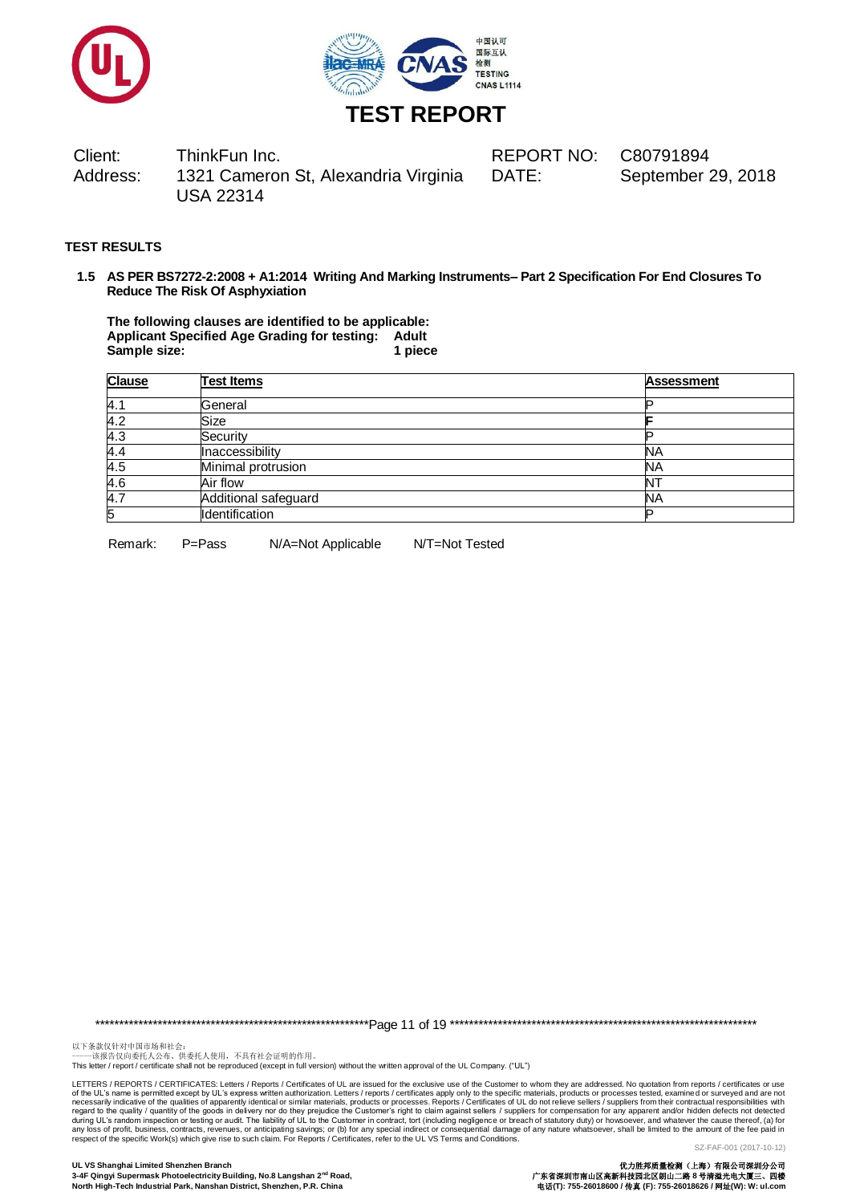# TEST REPORT

| Client: | ThinkFun Inc. | REPORT NO: | C80791894 |
|---|---|---|---|
| Address: | 1321 Cameron St, Alexandria Virginia USA 22314 | DATE: | September 29, 2018 |

**TEST RESULTS**

**1.5 AS PER BS7272-2:2008 + A1:2014 Writing And Marking Instruments– Part 2 Specification For End Closures To Reduce The Risk Of Asphyxiation**

**The following clauses are identified to be applicable:**
**Applicant Specified Age Grading for testing: Adult**
**Sample size: 1 piece**

| Clause | Test Items | Assessment |
|---|---|---|
| 4.1 | General | P |
| 4.2 | Size | **F** |
| 4.3 | Security | P |
| 4.4 | Inaccessibility | NA |
| 4.5 | Minimal protrusion | NA |
| 4.6 | Air flow | NT |
| 4.7 | Additional safeguard | NA |
| 5 | Identification | P |

Remark: P=Pass N/A=Not Applicable N/T=Not Tested

以下条款仅针对中国市场和社会：
——该报告仅向委托人公布、供委托人使用，不具有社会证明的作用。
This letter / report / certificate shall not be reproduced (except in full version) without the written approval of the UL Company. ("UL")

LETTERS / REPORTS / CERTIFICATES: Letters / Reports / Certificates of UL are issued for the exclusive use of the Customer to whom they are addressed. No quotation from reports / certificates or use of the UL's name is permitted except by UL's express written authorization. Letters / reports / certificates apply only to the specific materials, products or processes tested, examined or surveyed and are not necessarily indicative of the qualities of apparently identical or similar materials, products or processes. Reports / Certificates of UL do not relieve sellers / suppliers from their contractual responsibilities with regard to the quality / quantity of the goods in delivery nor do they prejudice the Customer's right to claim against sellers / suppliers for compensation for any apparent and/or hidden defects not detected during UL's random inspection or testing or audit. The liability of UL to the Customer in contract, tort (including negligence or breach of statutory duty) or howsoever, and whatever the cause thereof, (a) for any loss of profit, business, contracts, revenues, or anticipating savings; or (b) for any special indirect or consequential damage of any nature whatsoever, shall be limited to the amount of the fee paid in respect of the specific Work(s) which give rise to such claim. For Reports / Certificates, refer to the UL VS Terms and Conditions.

SZ-FAF-001 (2017-10-12)

**UL VS Shanghai Limited Shenzhen Branch**
**3-4F Qingyi Supermask Photoelectricity Building, No.8 Langshan 2nd Road, North High-Tech Industrial Park, Nanshan District, Shenzhen, P.R. China**

**优力胜邦质量检测（上海）有限公司深圳分公司**
**广东省深圳市南山区高新科技园北区朗山二路 8 号清溢光电大厦三、四楼**
**电话(T): 755-26018600 / 传真 (F): 755-26018626 / 网址(W): W: ul.com**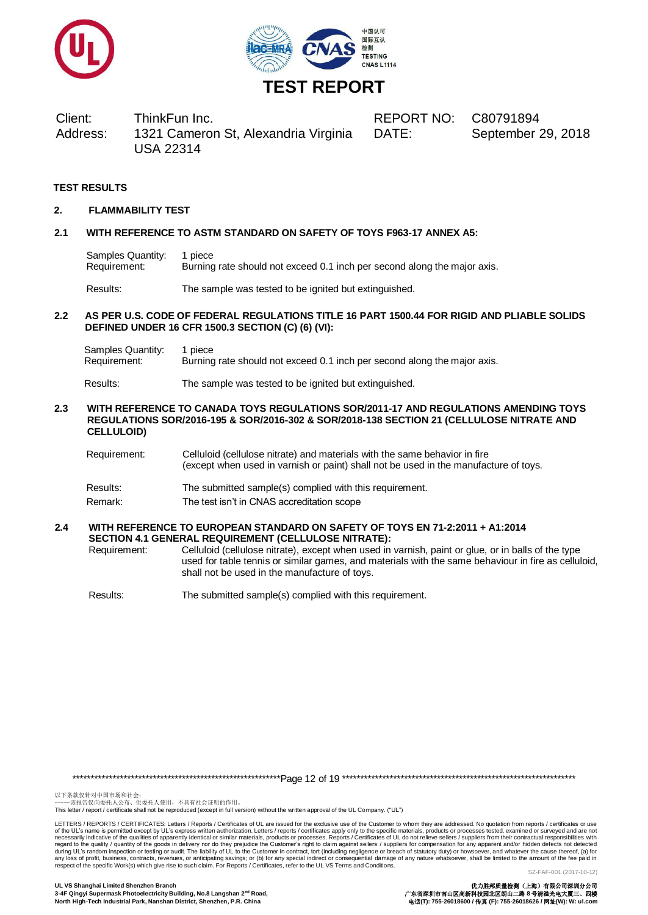# TEST REPORT

| Client: | ThinkFun Inc. | REPORT NO: | C80791894 |
|---|---|---|---|
| Address: | 1321 Cameron St, Alexandria Virginia USA 22314 | DATE: | September 29, 2018 |

**TEST RESULTS**

## 2. FLAMMABILITY TEST

### 2.1 WITH REFERENCE TO ASTM STANDARD ON SAFETY OF TOYS F963-17 ANNEX A5:

Samples Quantity: 1 piece
Requirement: Burning rate should not exceed 0.1 inch per second along the major axis.

Results: The sample was tested to be ignited but extinguished.

### 2.2 AS PER U.S. CODE OF FEDERAL REGULATIONS TITLE 16 PART 1500.44 FOR RIGID AND PLIABLE SOLIDS DEFINED UNDER 16 CFR 1500.3 SECTION (C) (6) (VI):

Samples Quantity: 1 piece
Requirement: Burning rate should not exceed 0.1 inch per second along the major axis.

Results: The sample was tested to be ignited but extinguished.

### 2.3 WITH REFERENCE TO CANADA TOYS REGULATIONS SOR/2011-17 AND REGULATIONS AMENDING TOYS REGULATIONS SOR/2016-195 & SOR/2016-302 & SOR/2018-138 SECTION 21 (CELLULOSE NITRATE AND CELLULOID)

Requirement: Celluloid (cellulose nitrate) and materials with the same behavior in fire (except when used in varnish or paint) shall not be used in the manufacture of toys.

Results: The submitted sample(s) complied with this requirement.
Remark: The test isn't in CNAS accreditation scope

### 2.4 WITH REFERENCE TO EUROPEAN STANDARD ON SAFETY OF TOYS EN 71-2:2011 + A1:2014 SECTION 4.1 GENERAL REQUIREMENT (CELLULOSE NITRATE):

Requirement: Celluloid (cellulose nitrate), except when used in varnish, paint or glue, or in balls of the type used for table tennis or similar games, and materials with the same behaviour in fire as celluloid, shall not be used in the manufacture of toys.

Results: The submitted sample(s) complied with this requirement.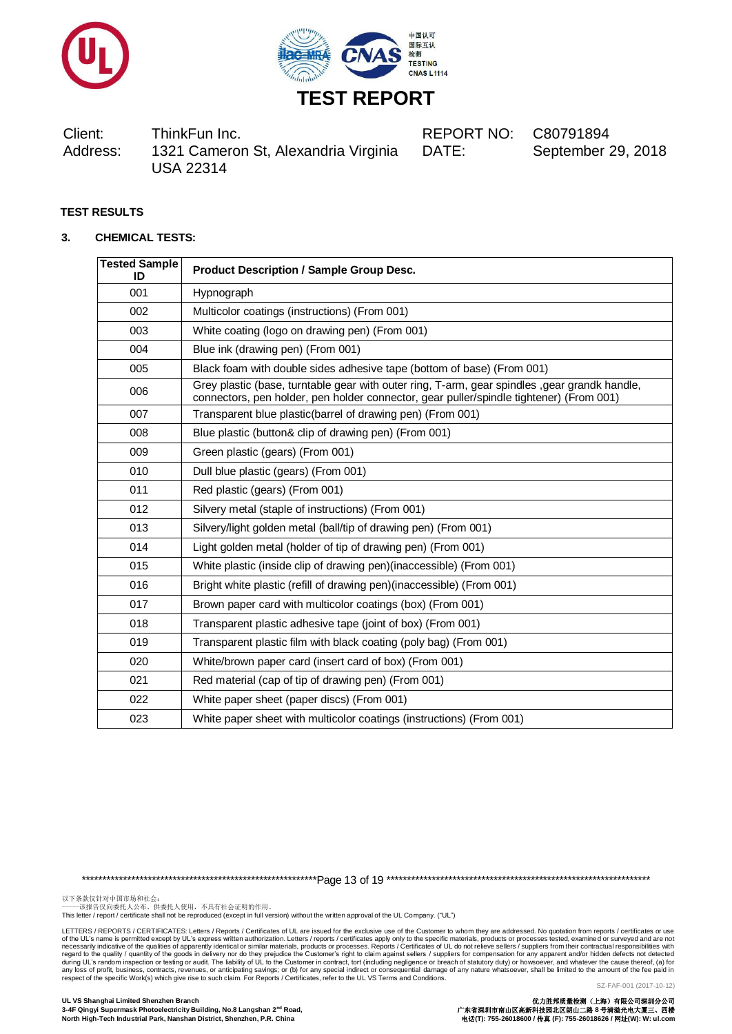# TEST REPORT

Client: ThinkFun Inc.
Address: 1321 Cameron St, Alexandria Virginia USA 22314

REPORT NO: C80791894
DATE: September 29, 2018

**TEST RESULTS**

**3. CHEMICAL TESTS:**

| Tested Sample ID | Product Description / Sample Group Desc. |
|---|---|
| 001 | Hypnograph |
| 002 | Multicolor coatings (instructions) (From 001) |
| 003 | White coating (logo on drawing pen) (From 001) |
| 004 | Blue ink (drawing pen) (From 001) |
| 005 | Black foam with double sides adhesive tape (bottom of base) (From 001) |
| 006 | Grey plastic (base, turntable gear with outer ring, T-arm, gear spindles ,gear grandk handle, connectors, pen holder, pen holder connector, gear puller/spindle tightener) (From 001) |
| 007 | Transparent blue plastic(barrel of drawing pen) (From 001) |
| 008 | Blue plastic (button& clip of drawing pen) (From 001) |
| 009 | Green plastic (gears) (From 001) |
| 010 | Dull blue plastic (gears) (From 001) |
| 011 | Red plastic (gears) (From 001) |
| 012 | Silvery metal (staple of instructions) (From 001) |
| 013 | Silvery/light golden metal (ball/tip of drawing pen) (From 001) |
| 014 | Light golden metal (holder of tip of drawing pen) (From 001) |
| 015 | White plastic (inside clip of drawing pen)(inaccessible) (From 001) |
| 016 | Bright white plastic (refill of drawing pen)(inaccessible) (From 001) |
| 017 | Brown paper card with multicolor coatings (box) (From 001) |
| 018 | Transparent plastic adhesive tape (joint of box) (From 001) |
| 019 | Transparent plastic film with black coating (poly bag) (From 001) |
| 020 | White/brown paper card (insert card of box) (From 001) |
| 021 | Red material (cap of tip of drawing pen) (From 001) |
| 022 | White paper sheet (paper discs) (From 001) |
| 023 | White paper sheet with multicolor coatings (instructions) (From 001) |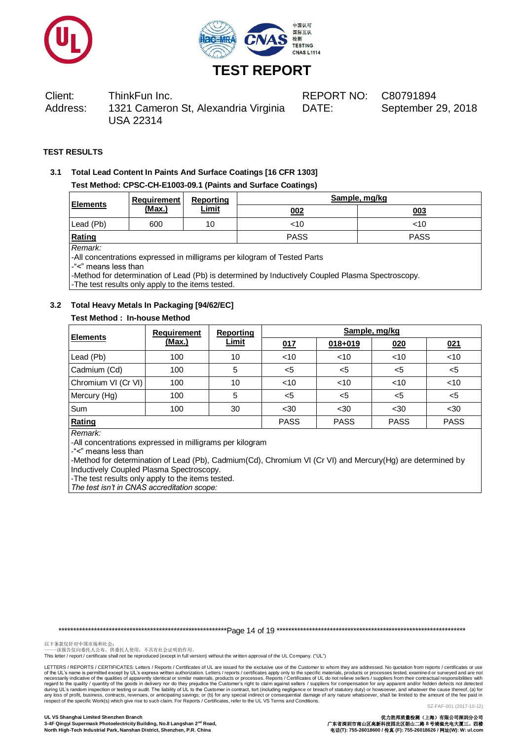# TEST REPORT

Client: ThinkFun Inc.
Address: 1321 Cameron St, Alexandria Virginia USA 22314

REPORT NO: C80791894
DATE: September 29, 2018

**TEST RESULTS**

### 3.1 Total Lead Content In Paints And Surface Coatings [16 CFR 1303]

**Test Method: CPSC-CH-E1003-09.1 (Paints and Surface Coatings)**

| Elements | Requirement (Max.) | Reporting Limit | Sample, mg/kg | |
|---|---|---|---|---|
| | | | 002 | 003 |
| Lead (Pb) | 600 | 10 | <10 | <10 |
| **Rating** | | | PASS | PASS |

*Remark:*
-All concentrations expressed in milligrams per kilogram of Tested Parts
-"<" means less than
-Method for determination of Lead (Pb) is determined by Inductively Coupled Plasma Spectroscopy.
-The test results only apply to the items tested.

### 3.2 Total Heavy Metals In Packaging [94/62/EC]

**Test Method : In-house Method**

| Elements | Requirement (Max.) | Reporting Limit | Sample, mg/kg | | | |
|---|---|---|---|---|---|---|
| | | | 017 | 018+019 | 020 | 021 |
| Lead (Pb) | 100 | 10 | <10 | <10 | <10 | <10 |
| Cadmium (Cd) | 100 | 5 | <5 | <5 | <5 | <5 |
| Chromium VI (Cr VI) | 100 | 10 | <10 | <10 | <10 | <10 |
| Mercury (Hg) | 100 | 5 | <5 | <5 | <5 | <5 |
| Sum | 100 | 30 | <30 | <30 | <30 | <30 |
| **Rating** | | | PASS | PASS | PASS | PASS |

*Remark:*
-All concentrations expressed in milligrams per kilogram
-"<" means less than
-Method for determination of Lead (Pb), Cadmium(Cd), Chromium VI (Cr VI) and Mercury(Hg) are determined by Inductively Coupled Plasma Spectroscopy.
-The test results only apply to the items tested.
*The test isn't in CNAS accreditation scope:*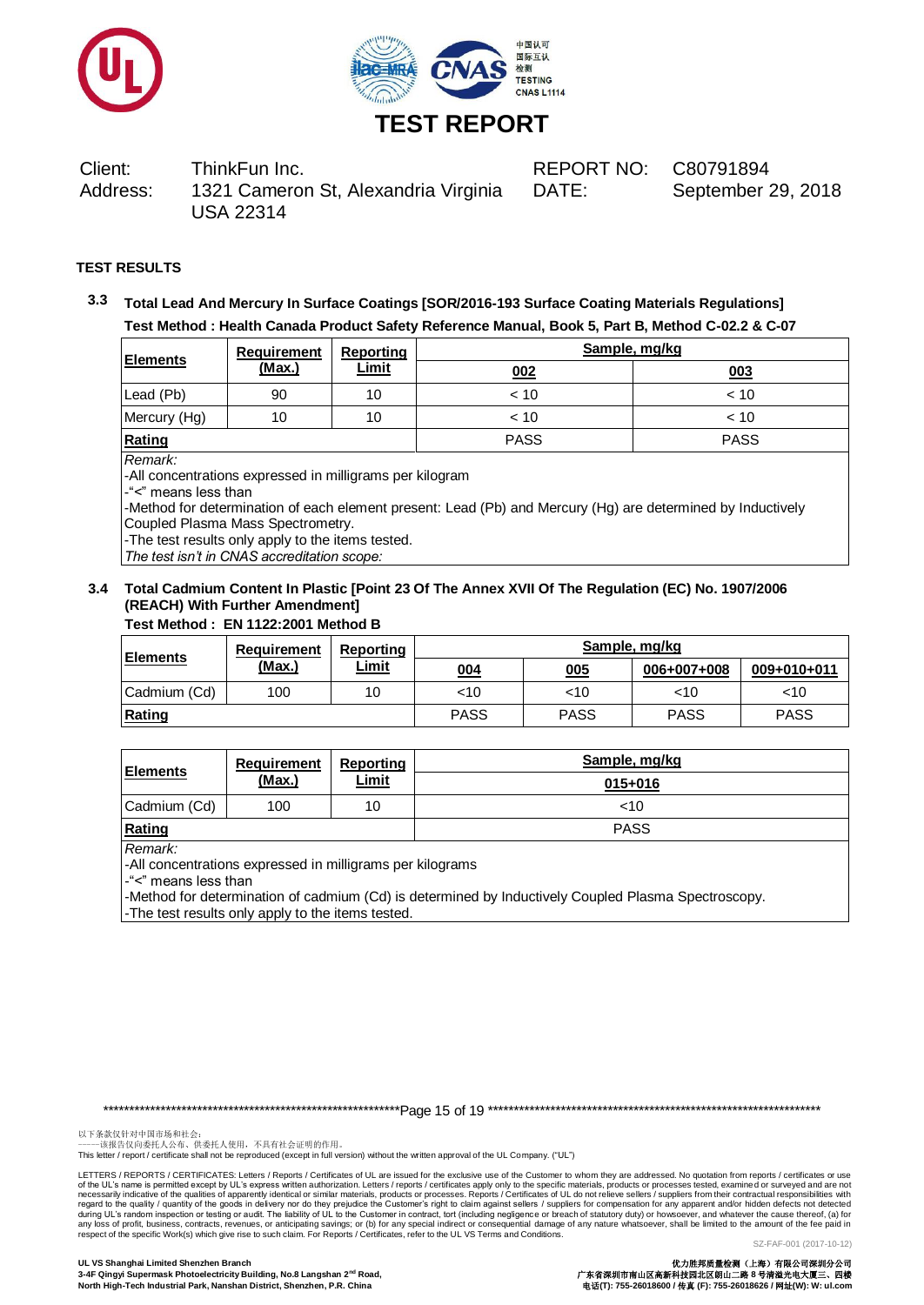# TEST REPORT

| | | | |
|---|---|---|---|
| Client: | ThinkFun Inc. | REPORT NO: | C80791894 |
| Address: | 1321 Cameron St, Alexandria Virginia USA 22314 | DATE: | September 29, 2018 |

**TEST RESULTS**

### 3.3 Total Lead And Mercury In Surface Coatings [SOR/2016-193 Surface Coating Materials Regulations]

**Test Method : Health Canada Product Safety Reference Manual, Book 5, Part B, Method C-02.2 & C-07**

| Elements | Requirement (Max.) | Reporting Limit | Sample, mg/kg | |
|---|---|---|---|---|
| | | | 002 | 003 |
| Lead (Pb) | 90 | 10 | < 10 | < 10 |
| Mercury (Hg) | 10 | 10 | < 10 | < 10 |
| **Rating** | | | PASS | PASS |

*Remark:*

-All concentrations expressed in milligrams per kilogram

-"<" means less than

-Method for determination of each element present: Lead (Pb) and Mercury (Hg) are determined by Inductively Coupled Plasma Mass Spectrometry.

-The test results only apply to the items tested.

*The test isn't in CNAS accreditation scope:*

### 3.4 Total Cadmium Content In Plastic [Point 23 Of The Annex XVII Of The Regulation (EC) No. 1907/2006 (REACH) With Further Amendment]

**Test Method : EN 1122:2001 Method B**

| Elements | Requirement (Max.) | Reporting Limit | Sample, mg/kg | | | |
|---|---|---|---|---|---|---|
| | | | 004 | 005 | 006+007+008 | 009+010+011 |
| Cadmium (Cd) | 100 | 10 | <10 | <10 | <10 | <10 |
| **Rating** | | | PASS | PASS | PASS | PASS |

| Elements | Requirement (Max.) | Reporting Limit | Sample, mg/kg |
|---|---|---|---|
| | | | 015+016 |
| Cadmium (Cd) | 100 | 10 | <10 |
| **Rating** | | | PASS |

*Remark:*

-All concentrations expressed in milligrams per kilograms

-"<" means less than

-Method for determination of cadmium (Cd) is determined by Inductively Coupled Plasma Spectroscopy.

-The test results only apply to the items tested.

以下条款仅针对中国市场和社会：
——该报告仅向委托人公布、供委托人使用，不具有社会证明的作用。

This letter / report / certificate shall not be reproduced (except in full version) without the written approval of the UL Company. ("UL")

LETTERS / REPORTS / CERTIFICATES: Letters / Reports / Certificates of UL are issued for the exclusive use of the Customer to whom they are addressed. No quotation from reports / certificates or use of the UL's name is permitted except by UL's express written authorization. Letters / reports / certificates apply only to the specific materials, products or processes tested, examined or surveyed and are not necessarily indicative of the qualities of apparently identical or similar materials, products or processes. Reports / Certificates of UL do not relieve sellers / suppliers from their contractual responsibilities with regard to the quality / quantity of the goods in delivery nor do they prejudice the Customer's right to claim against sellers / suppliers for compensation for any apparent and/or hidden defects not detected during UL's random inspection or testing or audit. The liability of UL to the Customer in contract, tort (including negligence or breach of statutory duty) or howsoever, and whatever the cause thereof, (a) for any loss of profit, business, contracts, revenues, or anticipating savings; or (b) for any special indirect or consequential damage of any nature whatsoever, shall be limited to the amount of the fee paid in respect of the specific Work(s) which give rise to such claim. For Reports / Certificates, refer to the UL VS Terms and Conditions.

SZ-FAF-001 (2017-10-12)

**UL VS Shanghai Limited Shenzhen Branch**
**3-4F Qingyi Supermask Photoelectricity Building, No.8 Langshan 2nd Road, North High-Tech Industrial Park, Nanshan District, Shenzhen, P.R. China**

**优力胜邦质量检测（上海）有限公司深圳分公司**
**广东省深圳市南山区高新科技园北区朗山二路 8 号清溢光电大厦三、四楼**
**电话(T): 755-26018600 / 传真 (F): 755-26018626 / 网址(W): W: ul.com**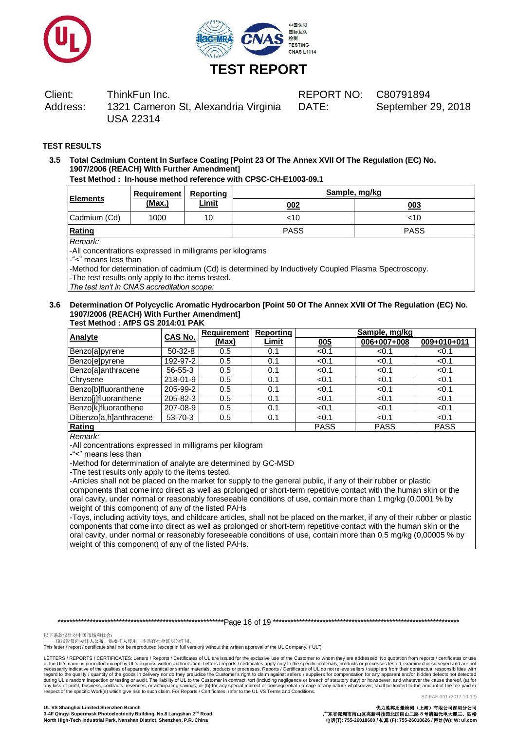# TEST REPORT

| Client: | ThinkFun Inc. | REPORT NO: | C80791894 |
|---|---|---|---|
| Address: | 1321 Cameron St, Alexandria Virginia USA 22314 | DATE: | September 29, 2018 |

## TEST RESULTS

### 3.5 Total Cadmium Content In Surface Coating [Point 23 Of The Annex XVII Of The Regulation (EC) No. 1907/2006 (REACH) With Further Amendment]

**Test Method : In-house method reference with CPSC-CH-E1003-09.1**

| Elements | Requirement (Max.) | Reporting Limit | Sample, mg/kg | |
|---|---|---|---|---|
| | | | 002 | 003 |
| Cadmium (Cd) | 1000 | 10 | <10 | <10 |
| **Rating** | | | PASS | PASS |

*Remark:*

-All concentrations expressed in milligrams per kilograms

-"<" means less than

-Method for determination of cadmium (Cd) is determined by Inductively Coupled Plasma Spectroscopy.

-The test results only apply to the items tested.

*The test isn't in CNAS accreditation scope:*

### 3.6 Determination Of Polycyclic Aromatic Hydrocarbon [Point 50 Of The Annex XVII Of The Regulation (EC) No. 1907/2006 (REACH) With Further Amendment]

**Test Method : AfPS GS 2014:01 PAK**

| Analyte | CAS No. | Requirement (Max) | Reporting Limit | Sample, mg/kg | | |
|---|---|---|---|---|---|---|
| | | | | 005 | 006+007+008 | 009+010+011 |
| Benzo[a]pyrene | 50-32-8 | 0.5 | 0.1 | <0.1 | <0.1 | <0.1 |
| Benzo[e]pyrene | 192-97-2 | 0.5 | 0.1 | <0.1 | <0.1 | <0.1 |
| Benzo[a]anthracene | 56-55-3 | 0.5 | 0.1 | <0.1 | <0.1 | <0.1 |
| Chrysene | 218-01-9 | 0.5 | 0.1 | <0.1 | <0.1 | <0.1 |
| Benzo[b]fluoranthene | 205-99-2 | 0.5 | 0.1 | <0.1 | <0.1 | <0.1 |
| Benzo[j]fluoranthene | 205-82-3 | 0.5 | 0.1 | <0.1 | <0.1 | <0.1 |
| Benzo[k]fluoranthene | 207-08-9 | 0.5 | 0.1 | <0.1 | <0.1 | <0.1 |
| Dibenzo[a,h]anthracene | 53-70-3 | 0.5 | 0.1 | <0.1 | <0.1 | <0.1 |
| **Rating** | | | | PASS | PASS | PASS |

*Remark:*

-All concentrations expressed in milligrams per kilogram

-"<" means less than

-Method for determination of analyte are determined by GC-MSD

-The test results only apply to the items tested.

-Articles shall not be placed on the market for supply to the general public, if any of their rubber or plastic components that come into direct as well as prolonged or short-term repetitive contact with the human skin or the oral cavity, under normal or reasonably foreseeable conditions of use, contain more than 1 mg/kg (0,0001 % by weight of this component) of any of the listed PAHs

-Toys, including activity toys, and childcare articles, shall not be placed on the market, if any of their rubber or plastic components that come into direct as well as prolonged or short-term repetitive contact with the human skin or the oral cavity, under normal or reasonably foreseeable conditions of use, contain more than 0,5 mg/kg (0,00005 % by weight of this component) of any of the listed PAHs.

以下条款仅针对中国市场和社会：
——该报告仅向委托人公布、供委托人使用，不具有社会证明的作用。
This letter / report / certificate shall not be reproduced (except in full version) without the written approval of the UL Company. ("UL")

LETTERS / REPORTS / CERTIFICATES: Letters / Reports / Certificates of UL are issued for the exclusive use of the Customer to whom they are addressed. No quotation from reports / certificates or use of the UL's name is permitted except by UL's express written authorization. Letters / reports / certificates apply only to the specific materials, products or processes tested, examined or surveyed and are not necessarily indicative of the qualities of apparently identical or similar materials, products or processes. Reports / Certificates of UL do not relieve sellers / suppliers from their contractual responsibilities with regard to the quality / quantity of the goods in delivery nor do they prejudice the Customer's right to claim against sellers / suppliers for compensation for any apparent and/or hidden defects not detected during UL's random inspection or testing or audit. The liability of UL to the Customer in contract, tort (including negligence or breach of statutory duty) or howsoever, and whatever the cause thereof, (a) for any loss of profit, business, contracts, revenues, or anticipating savings; or (b) for any special indirect or consequential damage of any nature whatsoever, shall be limited to the amount of the fee paid in respect of the specific Work(s) which give rise to such claim. For Reports / Certificates, refer to the UL VS Terms and Conditions.

SZ-FAF-001 (2017-10-12)

**UL VS Shanghai Limited Shenzhen Branch**
**3-4F Qingyi Supermask Photoelectricity Building, No.8 Langshan 2nd Road, North High-Tech Industrial Park, Nanshan District, Shenzhen, P.R. China**

**优力胜邦质量检测（上海）有限公司深圳分公司**
**广东省深圳市南山区高新科技园北区朗山二路 8 号清溢光电大厦三、四楼**
**电话(T): 755-26018600 / 传真 (F): 755-26018626 / 网址(W): W: ul.com**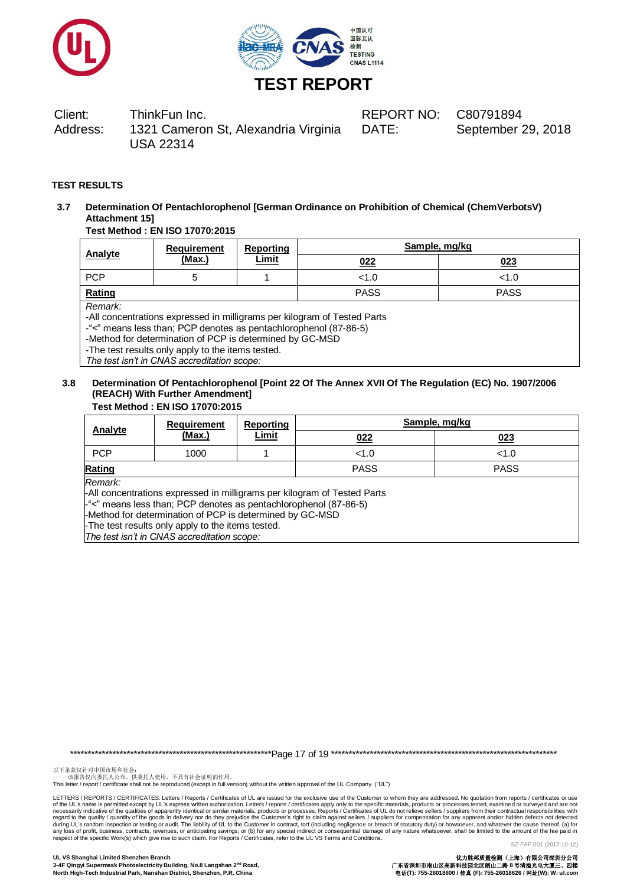# TEST REPORT

| | | | |
|---|---|---|---|
| Client: | ThinkFun Inc. | REPORT NO: | C80791894 |
| Address: | 1321 Cameron St, Alexandria Virginia USA 22314 | DATE: | September 29, 2018 |

**TEST RESULTS**

**3.7 Determination Of Pentachlorophenol [German Ordinance on Prohibition of Chemical (ChemVerbotsV) Attachment 15]**

**Test Method : EN ISO 17070:2015**

| Analyte | Requirement (Max.) | Reporting Limit | Sample, mg/kg | |
|---|---|---|---|---|
| | | | 022 | 023 |
| PCP | 5 | 1 | <1.0 | <1.0 |
| **Rating** | | | PASS | PASS |

*Remark:*
-All concentrations expressed in milligrams per kilogram of Tested Parts
-"<" means less than; PCP denotes as pentachlorophenol (87-86-5)
-Method for determination of PCP is determined by GC-MSD
-The test results only apply to the items tested.
*The test isn't in CNAS accreditation scope:*

**3.8 Determination Of Pentachlorophenol [Point 22 Of The Annex XVII Of The Regulation (EC) No. 1907/2006 (REACH) With Further Amendment]**

**Test Method : EN ISO 17070:2015**

| Analyte | Requirement (Max.) | Reporting Limit | Sample, mg/kg | |
|---|---|---|---|---|
| | | | 022 | 023 |
| PCP | 1000 | 1 | <1.0 | <1.0 |
| **Rating** | | | PASS | PASS |

*Remark:*
-All concentrations expressed in milligrams per kilogram of Tested Parts
-"<" means less than; PCP denotes as pentachlorophenol (87-86-5)
-Method for determination of PCP is determined by GC-MSD
-The test results only apply to the items tested.
*The test isn't in CNAS accreditation scope:*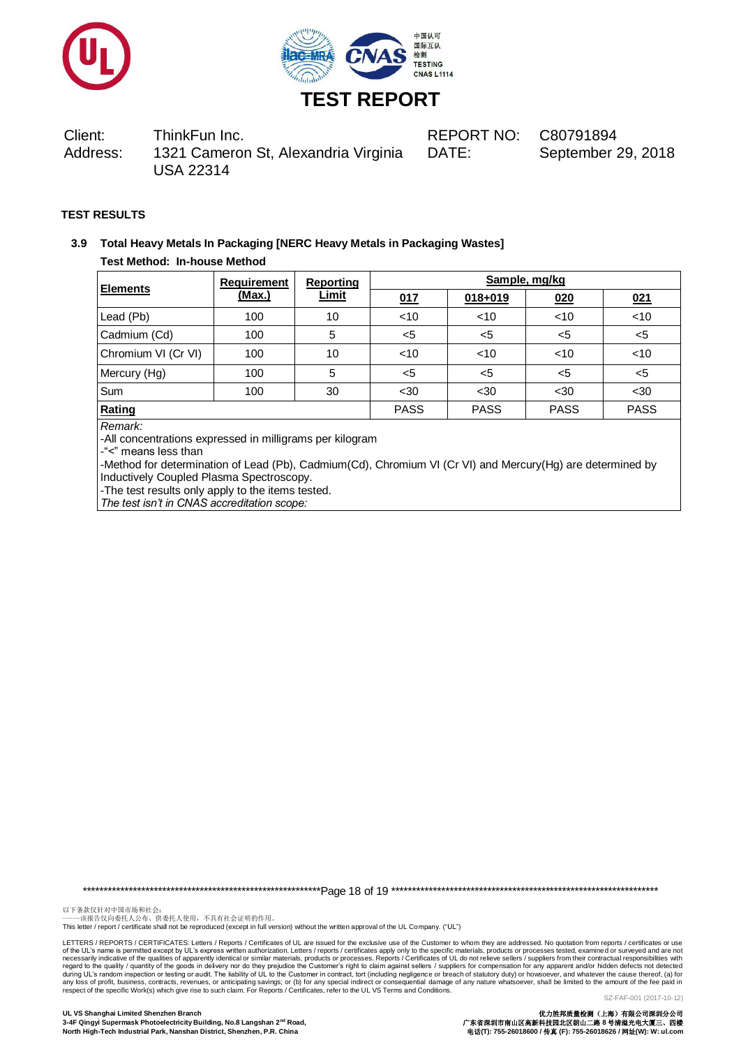# TEST REPORT

| | | | |
|---|---|---|---|
| Client: | ThinkFun Inc. | REPORT NO: | C80791894 |
| Address: | 1321 Cameron St, Alexandria Virginia USA 22314 | DATE: | September 29, 2018 |

**TEST RESULTS**

### 3.9 Total Heavy Metals In Packaging [NERC Heavy Metals in Packaging Wastes]

**Test Method: In-house Method**

| Elements | Requirement (Max.) | Reporting Limit | Sample, mg/kg | | | |
|---|---|---|---|---|---|---|
| | | | 017 | 018+019 | 020 | 021 |
| Lead (Pb) | 100 | 10 | <10 | <10 | <10 | <10 |
| Cadmium (Cd) | 100 | 5 | <5 | <5 | <5 | <5 |
| Chromium VI (Cr VI) | 100 | 10 | <10 | <10 | <10 | <10 |
| Mercury (Hg) | 100 | 5 | <5 | <5 | <5 | <5 |
| Sum | 100 | 30 | <30 | <30 | <30 | <30 |
| **Rating** | | | PASS | PASS | PASS | PASS |

*Remark:*

-All concentrations expressed in milligrams per kilogram

-"<" means less than

-Method for determination of Lead (Pb), Cadmium(Cd), Chromium VI (Cr VI) and Mercury(Hg) are determined by Inductively Coupled Plasma Spectroscopy.

-The test results only apply to the items tested.

*The test isn't in CNAS accreditation scope:*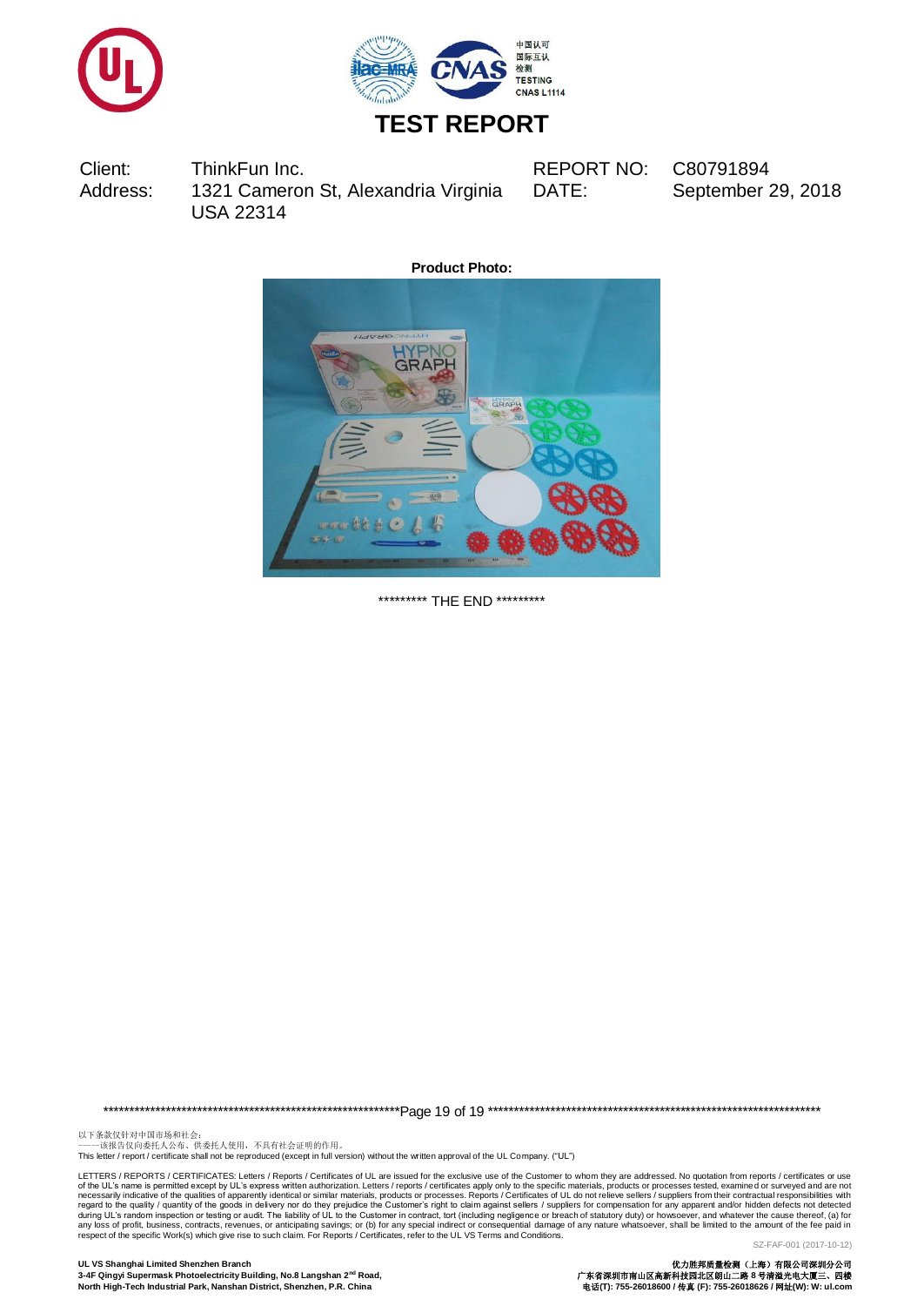# TEST REPORT

| | | | |
|---|---|---|---|
| Client: | ThinkFun Inc. | REPORT NO: | C80791894 |
| Address: | 1321 Cameron St, Alexandria Virginia USA 22314 | DATE: | September 29, 2018 |

**Product Photo:**

********* THE END *********

以下条款仅针对中国市场和社会：
——该报告仅向委托人公布、供委托人使用，不具有社会证明的作用。
This letter / report / certificate shall not be reproduced (except in full version) without the written approval of the UL Company. ("UL")

LETTERS / REPORTS / CERTIFICATES: Letters / Reports / Certificates of UL are issued for the exclusive use of the Customer to whom they are addressed. No quotation from reports / certificates or use of the UL's name is permitted except by UL's express written authorization. Letters / reports / certificates apply only to the specific materials, products or processes tested, examined or surveyed and are not necessarily indicative of the qualities of apparently identical or similar materials, products or processes. Reports / Certificates of UL do not relieve sellers / suppliers from their contractual responsibilities with regard to the quality / quantity of the goods in delivery nor do they prejudice the Customer's right to claim against sellers / suppliers for compensation for any apparent and/or hidden defects not detected during UL's random inspection or testing or audit. The liability of UL to the Customer in contract, tort (including negligence or breach of statutory duty) or howsoever, and whatever the cause thereof, (a) for any loss of profit, business, contracts, revenues, or anticipating savings; or (b) for any special indirect or consequential damage of any nature whatsoever, shall be limited to the amount of the fee paid in respect of the specific Work(s) which give rise to such claim. For Reports / Certificates, refer to the UL VS Terms and Conditions.

SZ-FAF-001 (2017-10-12)

**UL VS Shanghai Limited Shenzhen Branch**
**3-4F Qingyi Supermask Photoelectricity Building, No.8 Langshan 2nd Road, North High-Tech Industrial Park, Nanshan District, Shenzhen, P.R. China**

**优力胜邦质量检测（上海）有限公司深圳分公司**
**广东省深圳市南山区高新科技园北区朗山二路 8 号清溢光电大厦三、四楼**
**电话(T): 755-26018600 / 传真 (F): 755-26018626 / 网址(W): W: ul.com**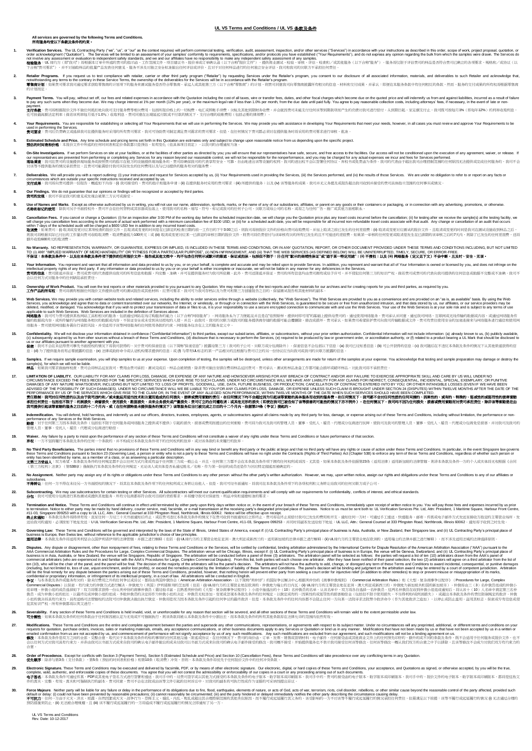# UL VS Terms and Conditions / UL VS 条款及条件

**All services are governed by the following Terms and Conditions.**
**所有服务均受以下条款及条件的约束。**

1. **Verification Services.** The UL Contracting Party ("we", "us", or "our" as the context requires) will perform commercial testing, verification, audit, assessment, inspection, and/or other services ("Services") in accordance with your instructions as described in this order, scope of work, project proposal, quotation, or order acknowledgment ("Quotation"). The Services will be limited to an assessment of your samples' conformity to requirements, specifications, and/or protocols you have established ("Your Requirements"), and do not express any opinion regarding the bulk from which the samples were drawn. The Services do not involve any assessment or evaluation to independent safety standards, and we and our affiliates have no responsibility to make any independent safety assessment of any samples.
   **检验服务**：UL 缔约方（即"我们"）将根据本订单中所述的贵司的指示或工作范围、项目建议书、报价单或订单确认函（以下合称"报价文件"）提供商业测试、检验、审核、评估、检查和/或其他服务（以下合称"服务"）。服务将仅限于评估贵司的样品是否符合贵司已确立的各项要求、规格和/或协议（以下合称"贵司要求"），并不对抽取样品的批量产品发表任何意见。服务不涉及对独立安全标准做出任何评估或评价，且我们及我们的关联公司没有义务对任何样品进行任何独立安全评估。

2. **Retailer Programs.** If you request us to test compliance with retailer, carrier or other third party program ("Retailer") by requesting Services under the Retailer's program, you consent to our disclosure of all associated information, materials, and deliverables to such Retailer and acknowledge that, notwithstanding any terms to the contrary in these Service Terms, the ownership of the deliverables for the Services will be in accordance with the Retailer's program.
   **零售商计划**：如果贵司要求我们通过要求获取零售商的计划项下的服务来测试服务是否符合零售商、承运人或其他第三方（以下合称"零售商"）的计划，则贵司同意我们向零售商披露所有相关的信息、材料和交付成果，并承认：即便在本服务条款中有任何相反约定，然而，服务的交付成果的所有权将根据零售商的计划确定。

3. **Payment Terms.** You will pay, without set off, our fees and related expenses in accordance with the Quotation including the cost of all taxes, wire or transfer fees, duties, and other fiscal charges which become due on the quoted price and will indemnify us from and against all liabilities, incurred as a result of failure to pay any such sums when they become due. We may charge interest at 1% per month (12% per year), or the maximum legal rate if less than 1.0% per month, from the due date until paid fully. You agree to pay reasonable collection costs, including attorneys' fees, if necessary, in the event of late or non-payment.
   **支付条款**：贵司将根据报价文件不做任何抵扣地向我司支付服务费用和相关费用，包括所报价格上的一切税费、电汇或转账手续费、关税及其他财政费用，并会就因贵司未能支付任何该等到期款项而产生的责任对我司进行赔付。从到期日起，至足额支付止，我司既可按每月1%（即每年12%）的利率收取利息，也可按最高法定利率（若低于每月1.0%）收取利息。贵司同意在出现延迟付款或不付款的情况下，支付合理的收款费用（包括必要的律师费）。

4. **Your Requirements.** You are responsible for establishing or selecting all Your Requirements that we will use in performing the Services. We may provide you with assistance in developing Your Requirements that meet your needs, however, in all cases you must review and approve Your Requirements to be used in performing the Services.
   **贵司要求**：贵司应负责确立或选择我司在提供服务时采用的所有贵司要求。我司可协助贵司制定满足贵司需求的贵司要求，但是，在任何情况下贵司都必须对在提供服务时将采用的贵司要求进行审核、批准。

5. **Estimated Schedule and Price.** Any time schedule and pricing terms set forth in this Quotation are estimates only and subject to change upon reasonable notice from us depending upon the specific project.
   **预估的时间表和价格**：本报价文件中所述的任何时间表和定价条款都仅为预估，如有变化，我们将视具体项目，以我们的合理通知为准。

6. **On-Site Investigations.** If we perform Services on site at your facilities, or at the facilities of other parties as directed by you; you will ensure that our representatives have safe, secure, and free access to the facilities. Our access will not be conditioned upon the execution of any agreement, waiver, or release. If our representatives are prevented from performing or completing any Services for any reason beyond our reasonable control, we will not be responsible for the nonperformance, and you may be charged for any actual expenses we incur and fees for Services performed.
   **现场调查**：我司在贵司的设施提供现场服务或按照贵司的指示在第三方的设施提供现场服务的，贵司将确保我司的代表享有安全、可靠、自由地进出该等设施的权利。我司的进出权不会以签署任何协议、弃权书或免责函为条件。我司的代表由于超出我司合理控制范围的任何原因无法提供或完成任何服务的，我司不会对该等不提供服务的情况承担责任，且贵司可能需向我司支付实际发生的任何费用以及与已提供的服务有关的服务费。

7. **Deliverables.** We will provide you with a report outlining: (i) your instructions and request for Services accepted by us, (ii) Your Requirements used in providing the Services, (iii) the Services performed, and (iv) the results of those Services. We are under no obligation to refer to or report on any facts or circumstances which are outside your specific instructions received and accepted by us.
   **交付成果**：我司将向贵司提供一份报告，概述如下内容：(i) 我司接受的、贵司的指示和服务申请；(ii) 在提供服务时采用的贵司要求；(iii) 所提供的服务；以及 (iv) 该等服务的成果。我司并无义务提及或报告超出我司收到并接受的贵司具体指示范围的任何事实或情况。

8. **Our Findings.** We do not guarantee that our opinions or findings will be recognized or accepted by third parties.
   **我司的发现**：我司不保证我司的意见或发现会被第三方认可或接受。

9. **Use of Names and Marks.** Except as otherwise authorized by us in writing, you will not use our name, abbreviation, symbols, marks, or the name of any of our subsidiaries, affiliates, or parent on any goods or their containers or packaging, or in connection with any advertising, promotions, or otherwise.
   **名称和标记的使用**：除我司另行书面授权外，贵司不会在任何货物或其容器或包装上，使用我司的名称、缩写、符号、标记或我司的任何子公司、关联方或母公司的名称，或将之与任何广告、推广或其他用途相关。

10. **Cancellation Fees.** If you cancel or change a Quotation: (i) for an inspection after 3:00 PM of the working day before the scheduled inspection date, we will charge you the Quotation price plus any travel costs incurred before the cancellation; (ii) for testing after we receive the sample(s) at the testing facility, we will charge you cancellation fees according to the amount of actual work performed with a minimum cancellation fee of $100 USD; or (iii) for a scheduled audit date, you will be responsible for all incurred non-refundable travel costs associated with that audit. Any change or cancellation of an audit must occur within 7 days of the scheduled audit will be charged a $600 USD fee in addition to any incurred travel costs.
    **取消费**：如果贵司：(i) 在原定检查日期之前的前一个工作日的下午3:00之后，取消或更改检查的报价文件，我们将向贵司收取报价价格，并加上取消之前已发生的任何差旅费；(ii) 在我司已在测试设施收到样品后取消或更改测试的报价文件，我们将根据实际已执行的工作量向贵司收取取消费，取消费最低为100美元；或 (iii) 取消或更改原定的审核日期，贵司将负责支付与该审核有关的所有已发生的不可退还的差旅费。如果在原定审核日期的7日内更改或取消审核，除任何已发生的差旅费外，还将额外收取600美元的费用。

11. **No Warranty.** NO REPRESENTATION, WARRANTY, OR GUARANTEE, EXPRESS OR IMPLIED, IS INCLUDED IN THESE TERMS AND CONDITIONS, OR IN ANY QUOTATION, REPORT, OR OTHER DOCUMENT PROVIDED UNDER THESE TERMS AND CONDITIONS INCLUDING, BUT NOT LIMITED TO (i) ANY IMPLIED WARRANTY OF MERCHANTABILITY OR "FITNESS FOR A PARTICULAR PURPOSE"; (ii) NON INFRINGEMENT; AND (iii) THAT THE WEB SERVICES (AS DEFINED BELOW) WILL BE UNINTERRUPTED, TIMELY, SECURE, OR ERROR-FREE.
    **不保证：本条款及条件中、以及在本条款及条件项下提供的任何报价文件、报告或其他文件中，均不包含任何明示或默示的陈述、保证或担保，包括但不限于：(i) 任何"默示的商销性保证"或"适用于某一特定用途"；(ii) 不侵权；以及 (iii) 网络服务（定义见下文）不会中断、且及时、安全、无误。**

12. **Your Information.** You represent and warrant that all information and data provided to us by you, or on your behalf, is complete and accurate and may be relied upon to provide Services. In addition, you represent and warrant that all of Your Information is owned or licensed by you, and does not infringe on the intellectual property rights of any third party. If any information or data provided to us by you or on your behalf is either incomplete or inaccurate, we will not be liable in any manner for any deficiencies in the Services.
    **贵司的信息**：贵司陈述并保证，贵司或贵司的代表提供给我司的所有信息和数据，均完整、准确，并可在提供服务时为我司所依赖。此外，贵司还陈述并保证，贵司的所有信息均由贵司拥有或许可，并不侵犯任何第三方的知识产权。倘若贵司或贵司的代表向我司提供的任何信息或数据不完整或不准确，我司不会以任何方式对服务中的任何缺陷承担责任。

13. **Ownership of Work Product.** You will own the test reports or other materials provided to you pursuant to any Quotation. We may retain a copy of the test reports and other materials for our archives and for creating reports for you and third parties, as required by you.
    **工作产品的所有权**：贵司将拥有根据任何报价文件提供给贵司的测试报告或其他材料。应贵司要求，我司可为我司存档以及为贵司和第三方创建报告之目的，保留测试报告和其他材料的副本。

14. **Web Services.** We may provide you with certain website tools and related services, including the ability to order services online through a website (collectively, the "Web Services"). The Web Services are provided to you as a convenience and are provided on an "as is, as available" basis. By using the Web Services, you acknowledge and agree that no data or content transmitted over our networks, the Internet, or wirelessly, or through or in connection with the Web Services, is guaranteed to be secure or free from unauthorized intrusion, and that data stored by us, our affiliates, or our service providers may be deleted, modified, or damaged. You acknowledge that if you wish to protect your transmission of data or files to us, it is your responsibility to use a secure encrypted connection to communicate with and use the Web Services. Your use of the Web Services is at your sole risk and is subject to any terms of use applicable to such Web Services. Web Services are included in the definition of Services above.
    **网络服务**：我司可为贵司提供某些网站工具和相关的服务，包括通过网站在线订购服务的能力（以下合称"网络服务"）。网络服务为了方便起见并且是在"依照原样、提供时即可用"的基础上提供给贵司的。通过使用网络服务，贵司承认并同意，通过我司网络、互联网或无线传输的数据或内容，或通过网络服务传输的或与网络服务相关的数据或内容，不保证安全或未受到未经授权的侵入，并且，由我司、我司的关联方或我司的服务提供商存储的数据可能会被删除、修改或损坏。贵司承认，如果贵司希望保护贵司向我司传输的数据或文件，贵司有责任使用安全的加密连接来与网络服务通信和使用网络服务。贵司使用网络服务需自行承担风险，并受适用于该等网络服务的任何使用条款的约束。网络服务包含在上文的服务定义中。

15. **Confidentiality.** We will not disclose your information obtained in confidence ("Confidential Information") to third parties, except our subsidiaries, affiliates, or subcontractors, without your prior written authorization. Confidential Information will not include information: (a) already known to us, (b) publicly available, (c) subsequently acquired by us from other sources without a breach of these Terms and Conditions, (d) disclosure that is necessary to perform the Services, (e) required to be produced by law or government order, or accreditation authority, or (f) related to a product bearing a UL Mark that should be disclosed to us or our affiliates pursuant to another agreement with you.
    **保密**：我司不会在未征得贵司事先书面授权的情况下将我司获得的、关于贵司的保密信息（以下简称"保密信息"）披露给第三方（我司的子公司、关联方或分包商除外）。保密信息不会包括以下信息：(a) 我司已经知道信息；(b) 可公开获得的信息；(c) 我司随后在不违反本条款及条件的情况下从其他渠道获得的信息；(d) 为提供服务而有必要披露的信息；(e) 法律或政府命令或认证机构要求提供的信息；或 (f) 与带有UL标志的某一产品关联且根据与贵司订立的另一份协议应当向我司或我司的关联方披露的信息。

16. **Samples.** If we require sample examination, you will ship samples to us at your expense. Upon completion of testing, the samples will be destroyed, unless other arrangements are made prior to the return of the samples at your expense. You acknowledge that testing and sample preparation may damage or destroy the sample(s), for which we will not be liable.
    **样品**：如果我司要求做抽样检查，贵司会将样品运至我司，费用由贵司承担。测试完成后，样品会被销毁，除非贵司被出安排且在费司样品返回前作出另行安排。贵司承认，测试和样品准备工作都可能会损坏或破坏样品，对此我司将不承担责任。

17. **LIMITATION OF LIABILITY.** OUR LIABILITY FOR ANY CLAIMS FOR LOSS, DAMAGE, OR EXPENSE OF ANY KIND AND HOWSOEVER ARISING FOR ANY BREACH OF CONTRACT AND/OR ANY FAILURE TO EXERCISE APPROPRIATE SKILL AND CARE BY US WILL UNDER NO CIRCUMSTANCE EXCEED THE FEES RECEIVED FOR THE SPECIFIC SERVICES WHICH GIVE RISE TO SUCH CLAIMS. UNDER NO CIRCUMSTANCE WILL WE HAVE ANY LIABILITY FOR ANY CLAIMS FOR INDIRECT, CONSEQUENTIAL, INCIDENTAL, SPECIAL, EXEMPLARY, OR PUNITIVE DAMAGES OF ANY NATURE WHATSOEVER, INCLUDING BUT NOT LIMITED TO LOSS OF PROFITS, GOODWILL, USE, DATA, FUTURE BUSINESS, OR PRODUCTION, CANCELLATION OF CONTRACTS ENTERED INTO BY YOU, OR OTHER INTANGIBLE LOSSES (EVEN IF WE HAVE BEEN ADVISED OF THE POSSIBILITY OF SUCH DAMAGES). UNDER NO CIRCUMSTANCE WILL WE BE LIABLE TO YOU FOR ANY CLAIMS FOR LOSS, DAMAGE, OR EXPENSE UNLESS SUCH CLAIM IS BROUGHT UNDER SECTION 24 (DISPUTES) WITHIN TWELVE MONTHS AFTER THE DATE OF THE PERFORMANCE BY US OF THE SERVICES WHICH GIVE RISE TO THE CLAIM OR, IN THE EVENT OF ANY ALLEGED NON-PERFORMANCE, WITHIN TWELVE MONTHS OF THE DATE WHEN SUCH SERVICES SHOULD HAVE BEEN COMPLETED.
    **责任限制：我司对任何性质的以及由于我司违约和/或未能运用适当技术和注意而造成的任何损失、损害或费用索赔的责任，在任何情况下均不会超过我司已就该等索赔所涉及的特定服务而收到的服务费。在任何情况下，我司都不会对任何性质的任何间接的、因果性的、或附带的、特殊的、惩戒性的或惩罚性的损害索赔承担任何责任，包括但不限于：利润损失、商誉损失、使用损失、数据损失、未来业务损失或产量损失；贵司订立的合同撤销或其他无形的损失（即便在我司已被告知了该等损害的可能性的情况下亦不例外）。在任何情况下，我司均不因任何损失、损害或费用索赔而对贵司承担责任，除非该等索赔是在由我司提供引起该等索赔的服务之日后的十二个月内，或（在任何据称未提供服务的情况下）该等服务应当已经完成之日后的十二个月内，依据第24条（争议）提起的。**

18. **Indemnification.** You will defend, hold harmless, and indemnify us and our officers, directors, trustees, employees, agents, or subcontractors against all claims made by any third party for loss, damage, or expense of any kind arising out of these Terms and Conditions, including without limitation, the performance or non-performance of any Services or the Web Services.
    **赔偿**：对于任何第三方因本条款及条件（包括但不限于任何服务或网络服务的提供或不提供）引起的损失、损害或费用而提起的任何索赔，贵司将为我司及我司的管理人员、董事、受托人、雇员、代理或分包商进行抗辩，使我司及我司的管理人员、董事、受托人、雇员、代理或分包商免受损害，并对我司及我司的管理人员、董事、受托人、雇员、代理或分包商进行赔偿。

19. **Waiver.** Any failure by a party to insist upon the performance of any section of these Terms and Conditions will not constitute a waiver of any rights under these Terms and Conditions or future performance of that section.
    **弃权**：一方不坚持履行本条款及条件的任何一个条款的，并不构成对本条款及条件项下的任何权利的放弃，或对该条款的未来履行的放弃。

20. **No Third Party Beneficiaries.** The parties intend that no provisions of these Terms and Conditions will in any way bind or benefit any third party or the public at large and that no third party will have any rights or cause of action under these Terms and Conditions. In particular, in the event Singapore law governs these Terms and Conditions pursuant to Section 23 (Governing Law), a person or entity who is not a party to these Terms and Conditions will have no right under the Contracts (Rights of Third Parties) Act (Chapter 53B) to enforce any term of these Terms and Conditions, regardless of whether such person or entity has been identified by name, as a member of a class, or as answering a particular description.
    **无第三方受益人**：双方的意图是，本条款及条件中的任何规定都不会在任何方面约束任何第三方或使其受益，或对整个公众产生约束力或使其受益，并且，任何第三方都不会在本条款及条件项下拥有任何权利或诉因。尤其是，如果本条款及条件依据第23条（适用法律）适用新加坡法律，则非本条款及条件一方的个人或实体将无权根据《合同（第三方权利）法案》（第53B章）强制执行本条款及条件的任何规定，无论该人或实体是否被通过姓名、作为某一阶层的成员或符合特定描述而得到确认。

21. **No Assignment.** Neither party may assign any of its rights or obligations under these Terms and Conditions to any other person without the other party's written authorization. However, we may, upon written notice, assign our rights and obligations under these Terms and Conditions to any of our affiliates or subsidiaries.
    **不得转让**：任何一方不得在未征另一方书面授权的情况下，将其在本条款及条件项下的任何权利或义务转让给他人。但是，我司可经书面通知，将我司在本条款及条件项下的各项权利和义务转让给我司的任何关联方或子公司。

22. **Subcontracting.** We may use subcontractors for certain testing or other Services. All subcontractors will meet our current qualification requirements and will comply with our requirements for confidentiality, conflicts of interest, and ethical standards.
    **分包**：我司可使用分包商进行某些测试或提供其他服务。所有分包商都将符合我司目前的资格要求，并将遵守我司对保密性、利益冲突和道德标准的要求。

23. **Termination and Notice.** These Terms and Conditions will continue in effect until terminated by either party upon thirty days written notice or, in the event of your breach of these Terms and Conditions, immediately upon receipt of written notice to you. You will pay those fees and expenses incurred by us prior to termination. Notice to either party may be made by hand delivery, courier service, mail, facsimile, or e-mail transmission at the receiving party's designated principal place of business. Notice to us must be sent both to: UL Verification Services Pte. Ltd., Attn.: President, 1 Maritime Square, Harbour Front Centre, #11-03, Singapore 099253 with a copy to UL LLC, Attn.: General Counsel at 333 Pfingsten Road, Northbrook, Illinois 60062. Notice will be effective upon receipt.
    **终止和通知**：本条款及条件将持续有效，直至任何一方经提前三十天书面通知后终止，或在贵司违反本条款及条件的情况下，在贵司收到书面通知后立即终止。贵司将支付在终止前我司已发生的费用和开支。通知任何一方时，可通过手工递送、快递服务、邮寄、传真或电子邮件方式将其发送至接收方指定的主要营业场所。发送给我司的通知，必须发至下述地址：UL Verification Services Pte. Ltd., Attn.: President, 1 Maritime Square, Harbour Front Centre, #11-03, Singapore 099253，并同时将副本发送给如下地址：UL LLC, Attn.: General Counsel at 333 Pfingsten Road, Northbrook, Illinois 60062。通知将于收到之时生效。

24. **Governing Law.** These Terms and Conditions will be governed and interpreted by the laws of the State of Illinois, United States of America, except if: (i) UL Contracting Party's principal place of business is Asia, Australia, or New Zealand, then Singapore law, and (ii) UL Contracting Party's principal place of business is Europe, then Swiss law, without reference to the applicable jurisdiction's choice of law principles.
    **适用法律**：本条款及条件将适用美利坚合众国伊利诺伊州的法律管辖，并据之进行解释（但若：(i) UL缔约方的主要营业地在亚洲、澳大利亚或新西兰的，适用新加坡的法律并据之进行解释；(ii) UL缔约方的主要营业地在欧洲的，适用瑞士的法律并据之进行解释），而不涉及适用法域的法律选择原则。

25. **Disputes.** Any dispute or disagreement, other than nonpayment of fees, relating to these Terms and Conditions or the Services, will be resolved by confidential, binding arbitration administered by the International Centre for Dispute Resolution of the American Arbitration Association ("AAA") pursuant to the AAA Commercial Arbitration Rules and the Procedures for Large, Complex Commercial Disputes. The arbitration venue will be Chicago, Illinois, except if: (i) UL Contracting Party's principal place of business is in Europe, the venue will be Geneva, Switzerland, and (ii) UL Contracting Party's principal place of business is in Asia, Australia, or New Zealand, the venue will be Singapore, Republic of Singapore. The arbitration will be conducted before a panel of three (3) arbitrators. The arbitrators will be selected as follows: the parties will request a list of ten (10) arbitrators drawn from the AAA's panel of commercial arbitrators (who are experienced in and familiar with the AAA's Procedures for Large, Complex Commercial Disputes). From this list, both parties will each choose one arbitrator. Those two (2) arbitrators will agree on a third arbitrator from the list of ten (10), who will be the chair of the panel, and the panel will be final. The decision of the majority of the arbitrators will be the panel's decision. The arbitrators will not have the authority to add, change, or disregard any term of these Terms and Conditions to award incidental, consequential, or punitive damages (including, but not limited to, loss of use, lost profits, or goodwill), or exceed the remedies provided by the limitation of liability of these Terms and Conditions. The panel's decision will be binding and judgment on the arbitration award may be entered by a court of competent jurisdiction. Arbitration will be the final remedy for any dispute between the parties arising out of these Terms and Conditions, provided, however, that nothing herein will prevent either party from seeking a court order for injunctive relief (in addition to other remedies) to stop or prevent misuse or misappropriation of its marks, confidential or proprietary information, or infringement of its intellectual property, in a court of law. All arbitrations will be conducted in English.
    **争议**：与本条款及条件或服务有关的、除未付费用之外的任何争议或异议，都将由美国仲裁协会（American Arbitration Association，以下简称"美国仲裁协会"）的国际争议解决中心根据美国仲裁协会的《商事仲裁规则》（Commercial Arbitration Rules）和《大型、复杂商事争议程序》（Procedures for Large, Complex Commercial Disputes）以保密、有约束力的仲裁方式进行解决。仲裁地点为（美国）伊利诺伊州芝加哥，但若：(i) UL缔约方的主要营业地在欧洲的，仲裁地点为瑞士的日内瓦；(ii) UL缔约方的主要营业地在亚洲、澳大利亚或新西兰的，仲裁地点为新加坡共和国的新加坡市。仲裁将由三（3）名仲裁员组成的仲裁小组审理。仲裁小组的成员选择如下：双方将要求提供一份从美国仲裁协会的商事仲裁员（熟悉并有经验处理美国仲裁协会的《大型、复杂商事争议程序》）小组中抽选出的十（10）名仲裁员的名单。从该名单中，双方将各自选择一名仲裁员。这两名仲裁员在此两位仲裁员中选出第三名仲裁员，该名仲裁员将担任仲裁小组的首席仲裁员，仲裁小组的决定为终局决定。仲裁员的多数决定即为仲裁小组的决定。仲裁员无权增加、变更或无视本条款及条件的任何条款，以裁定附带的、因果性的或惩罚性的损害赔偿（包括但不限于：使用损失、利润损失或商誉损失），或超出本条款及条件的责任限制中所规定的救济。仲裁小组的决定具有约束力，且有管辖权的法院可对仲裁裁决作出判决。仲裁将是双方因本条款及条件引起的任何争议的最终救济，但是，本条款及条件中的任何内容都不会阻止任何一方向法院寻求禁令救济（作为其他救济之外的额外救济）以停止或防止其标志、保密或专有信息被滥用或被盗用，或其知识产权被侵犯。所有仲裁都将以英语进行。

26. **Severability.** If any section of these Terms and Conditions is held invalid, void, or unenforceable for any reason, that section will be severed, and all other sections of these Terms and Conditions will remain valid to the extent permissible under law.
    **可分割性**：如果本条款及条件的任何条款由于任何原因被认定为无效或不可强制执行，则该条款将被从本条款及条件中分割出去，而本条款及条件的所有其他条款将在法律允许的范围内仍然有效。

27. **Modifications.** These Terms and Conditions are the entire and complete agreement between the parties and supersede any other communications, representations, or agreements with respect to its subject matter. Under no circumstances will any preprinted, additional, or different terms and conditions on your requests for quotation, purchase orders, invoices, sales or marketing materials, emails, any acceptance communications, or other documents apply to our Services or bind us in any manner. Modifications that have not been accepted by us in writing or emailed confirmation from us are not accepted by us, and commencement of performance will not signify acceptance by us of any such modifications. Any such modifications are excluded from our agreement, and such modifications will not be a binding agreement on us.
    **修改**：本条款及条件是双方之间的全部、完整合意，取代双方之间就本条款及条件的标的事项的任何其他沟通、陈述或协议。在任何情况下，贵司的询价单、订单、发票、销售或营销材料、电子邮件、任何接受函或其他文件上的任何预印的、额外的或不同的条款及条件，均不适用于我司的服务，也不会以任何方式对我司具有约束力。并非由我司以书面形式或我司通过电子邮件确认接受的修改，我司不予接受，并且，开始履行服务也不表示我司接受任何该等修改。任何该等修改一概从我司双方的合意之中予以排除，且该等修改不会成为对我司双方有约束力的合意。

28. **Order of Precedence.** Except for conflicts with Section 3 (Payment Terms), Section 5 (Estimated Schedule and Price) and Section 10 (Cancellation Fees), these Terms and Conditions will take precedence over any conflicting terms in any Quotation.
    **优先顺序**：除与第3条（支付条款）、第5条（预估的时间表和价格）和第10条（取消费）冲突之外，本条款及条件将优先于任何报价文件中的任何冲突条款。

29. **Electronic Signature.** These Terms and Conditions may be executed and delivered by facsimile, PDF, or by means of other electronic signature. Our electronic, digital, or hard copies of these Terms and Conditions, your acceptance, and Quotations as signed, or otherwise accepted by you, will be true, complete, valid, authentic, and enforceable copies of these documents. You agree that you will not contest the admissibility or enforceability of our copies in a court of any proceeding arising out of such documents.
    **电子签名**：本条款及条件可通过传真、PDF或其他电子签名方式进行签署和递交。我司持有的、经贵司签字或以其他方式接受的本条款及条件、贵司的接受函和报价文件的电子版本、数字版本或纸质版本，都将是该等文件的真实、完整、有效、真实和可强制执行的副本。贵司同意，贵司不会在由该等文件引起的任何诉讼中，对我司的副本的可采纳性或可执行性提出异议。

30. **Force Majeure.** Neither party will be liable for any failure or delay in the performance of its obligations due to fire, flood, earthquake, elements of nature, or acts of God, acts of war, terrorism, riots, civil disorder, rebellions, or other similar cause beyond the reasonable control of the party affected, provided such default or delay: (i) could not have been prevented by reasonable precautions; (ii) cannot reasonably be circumvented; (iii) and the party hindered or delayed immediately notifies the other party describing the circumstance causing delay.
    **不可抗力**：任何一方因火灾、洪水、地震、自然力量或天灾、战争行为、恐怖主义、骚乱、内乱、叛乱或超出其合理控制范围的其他类似原因，而不履行或延迟履行其义务的，该方不对此承担责任，但前提是：该等不履行或延迟履行的情况 (i) 无法通过合理的预防措施来防止，(ii) 无法被合理规避，且 (iii) 被阻碍或延迟的一方立即通知另一方，说明造成延迟的情况。

UL VS Terms and Conditions
Rev. Date: 10-12-2017